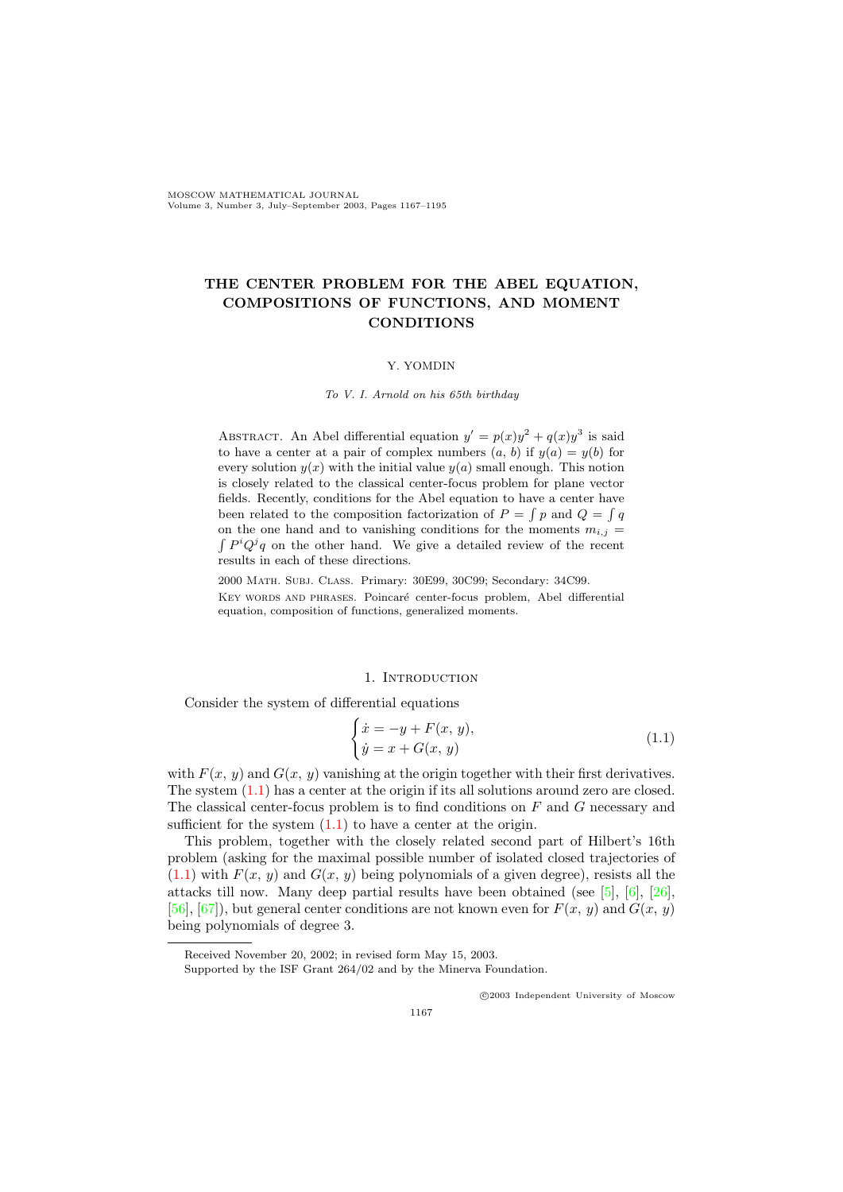# THE CENTER PROBLEM FOR THE ABEL EQUATION, COMPOSITIONS OF FUNCTIONS, AND MOMENT CONDITIONS

Y. YOMDIN

*To V. I. Arnold on his 65th birthday*

Abstract. An Abel differential equation $y' = p(x)y^2 + q(x)y^3$ is said to have a center at a pair of complex numbers $(a, b)$ if $y(a) = y(b)$ for every solution $y(x)$ with the initial value $y(a)$ small enough. This notion is closely related to the classical center-focus problem for plane vector fields. Recently, conditions for the Abel equation to have a center have been related to the composition factorization of $P = \int p$ and $Q = \int q$ on the one hand and to vanishing conditions for the moments $m_{i,j} = \int P^i Q^j q$ on the other hand. We give a detailed review of the recent results in each of these directions.

2000 Math. Subj. Class. Primary: 30E99, 30C99; Secondary: 34C99.

Key words and phrases. Poincaré center-focus problem, Abel differential equation, composition of functions, generalized moments.

## 1. Introduction

Consider the system of differential equations

$$\begin{cases} \dot{x} = -y + F(x, y), \\ \dot{y} = x + G(x, y) \end{cases} \tag{1.1}$$

with $F(x, y)$ and $G(x, y)$ vanishing at the origin together with their first derivatives. The system (1.1) has a center at the origin if its all solutions around zero are closed. The classical center-focus problem is to find conditions on $F$ and $G$ necessary and sufficient for the system (1.1) to have a center at the origin.

This problem, together with the closely related second part of Hilbert's 16th problem (asking for the maximal possible number of isolated closed trajectories of (1.1) with $F(x, y)$ and $G(x, y)$ being polynomials of a given degree), resists all the attacks till now. Many deep partial results have been obtained (see [5], [6], [26], [56], [67]), but general center conditions are not known even for $F(x, y)$ and $G(x, y)$ being polynomials of degree 3.

Received November 20, 2002; in revised form May 15, 2003.

Supported by the ISF Grant 264/02 and by the Minerva Foundation.

©2003 Independent University of Moscow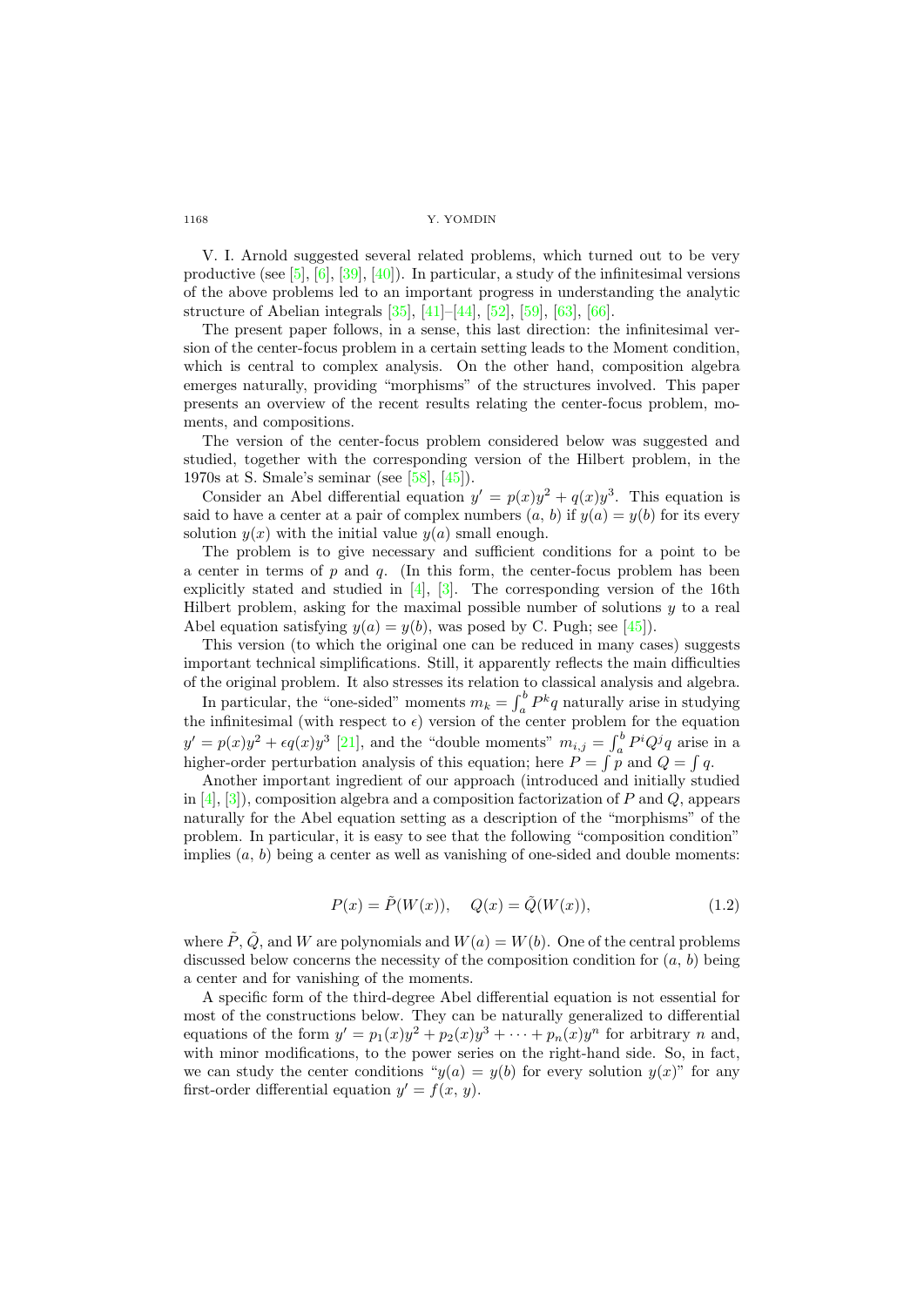V. I. Arnold suggested several related problems, which turned out to be very productive (see [5], [6], [39], [40]). In particular, a study of the infinitesimal versions of the above problems led to an important progress in understanding the analytic structure of Abelian integrals [35], [41]–[44], [52], [59], [63], [66].

The present paper follows, in a sense, this last direction: the infinitesimal version of the center-focus problem in a certain setting leads to the Moment condition, which is central to complex analysis. On the other hand, composition algebra emerges naturally, providing "morphisms" of the structures involved. This paper presents an overview of the recent results relating the center-focus problem, moments, and compositions.

The version of the center-focus problem considered below was suggested and studied, together with the corresponding version of the Hilbert problem, in the 1970s at S. Smale's seminar (see [58], [45]).

Consider an Abel differential equation $y' = p(x)y^2 + q(x)y^3$. This equation is said to have a center at a pair of complex numbers $(a, b)$ if $y(a) = y(b)$ for its every solution $y(x)$ with the initial value $y(a)$ small enough.

The problem is to give necessary and sufficient conditions for a point to be a center in terms of $p$ and $q$. (In this form, the center-focus problem has been explicitly stated and studied in [4], [3]. The corresponding version of the 16th Hilbert problem, asking for the maximal possible number of solutions $y$ to a real Abel equation satisfying $y(a) = y(b)$, was posed by C. Pugh; see [45]).

This version (to which the original one can be reduced in many cases) suggests important technical simplifications. Still, it apparently reflects the main difficulties of the original problem. It also stresses its relation to classical analysis and algebra.

In particular, the "one-sided" moments $m_k = \int_a^b P^k q$ naturally arise in studying the infinitesimal (with respect to $\epsilon$) version of the center problem for the equation $y' = p(x)y^2 + \epsilon q(x)y^3$ [21], and the "double moments" $m_{i,j} = \int_a^b P^i Q^j q$ arise in a higher-order perturbation analysis of this equation; here $P = \int p$ and $Q = \int q$.

Another important ingredient of our approach (introduced and initially studied in [4], [3]), composition algebra and a composition factorization of $P$ and $Q$, appears naturally for the Abel equation setting as a description of the "morphisms" of the problem. In particular, it is easy to see that the following "composition condition" implies $(a, b)$ being a center as well as vanishing of one-sided and double moments:

$$P(x) = \tilde{P}(W(x)), \quad Q(x) = \tilde{Q}(W(x)), \tag{1.2}$$

where $\tilde{P}$, $\tilde{Q}$, and $W$ are polynomials and $W(a) = W(b)$. One of the central problems discussed below concerns the necessity of the composition condition for $(a, b)$ being a center and for vanishing of the moments.

A specific form of the third-degree Abel differential equation is not essential for most of the constructions below. They can be naturally generalized to differential equations of the form $y' = p_1(x)y^2 + p_2(x)y^3 + \cdots + p_n(x)y^n$ for arbitrary $n$ and, with minor modifications, to the power series on the right-hand side. So, in fact, we can study the center conditions "$y(a) = y(b)$ for every solution $y(x)$" for any first-order differential equation $y' = f(x, y)$.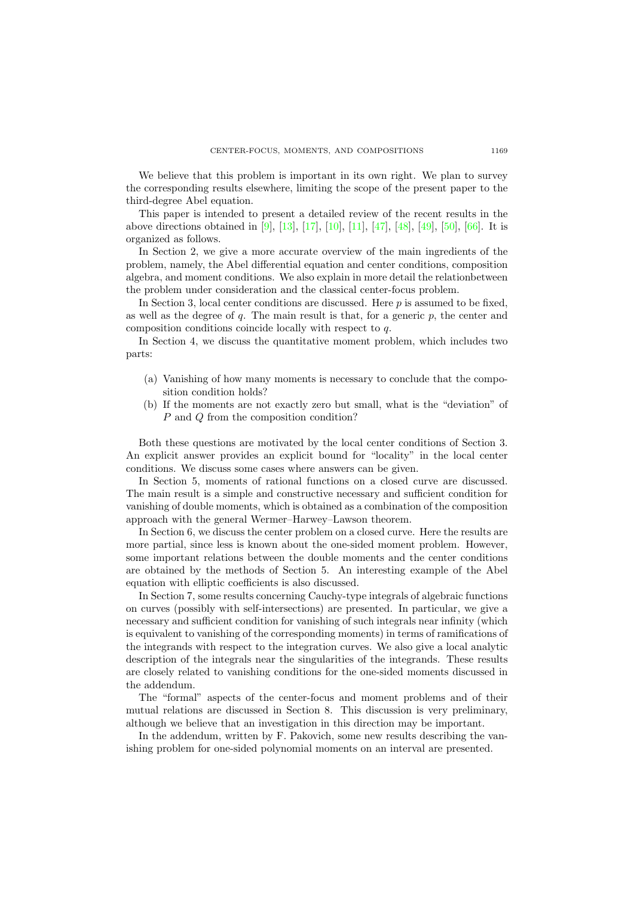We believe that this problem is important in its own right. We plan to survey the corresponding results elsewhere, limiting the scope of the present paper to the third-degree Abel equation.

This paper is intended to present a detailed review of the recent results in the above directions obtained in [9], [13], [17], [10], [11], [47], [48], [49], [50], [66]. It is organized as follows.

In Section 2, we give a more accurate overview of the main ingredients of the problem, namely, the Abel differential equation and center conditions, composition algebra, and moment conditions. We also explain in more detail the relationbetween the problem under consideration and the classical center-focus problem.

In Section 3, local center conditions are discussed. Here $p$ is assumed to be fixed, as well as the degree of $q$. The main result is that, for a generic $p$, the center and composition conditions coincide locally with respect to $q$.

In Section 4, we discuss the quantitative moment problem, which includes two parts:

(a) Vanishing of how many moments is necessary to conclude that the composition condition holds?
(b) If the moments are not exactly zero but small, what is the "deviation" of $P$ and $Q$ from the composition condition?

Both these questions are motivated by the local center conditions of Section 3. An explicit answer provides an explicit bound for "locality" in the local center conditions. We discuss some cases where answers can be given.

In Section 5, moments of rational functions on a closed curve are discussed. The main result is a simple and constructive necessary and sufficient condition for vanishing of double moments, which is obtained as a combination of the composition approach with the general Wermer–Harwey–Lawson theorem.

In Section 6, we discuss the center problem on a closed curve. Here the results are more partial, since less is known about the one-sided moment problem. However, some important relations between the double moments and the center conditions are obtained by the methods of Section 5. An interesting example of the Abel equation with elliptic coefficients is also discussed.

In Section 7, some results concerning Cauchy-type integrals of algebraic functions on curves (possibly with self-intersections) are presented. In particular, we give a necessary and sufficient condition for vanishing of such integrals near infinity (which is equivalent to vanishing of the corresponding moments) in terms of ramifications of the integrands with respect to the integration curves. We also give a local analytic description of the integrals near the singularities of the integrands. These results are closely related to vanishing conditions for the one-sided moments discussed in the addendum.

The "formal" aspects of the center-focus and moment problems and of their mutual relations are discussed in Section 8. This discussion is very preliminary, although we believe that an investigation in this direction may be important.

In the addendum, written by F. Pakovich, some new results describing the vanishing problem for one-sided polynomial moments on an interval are presented.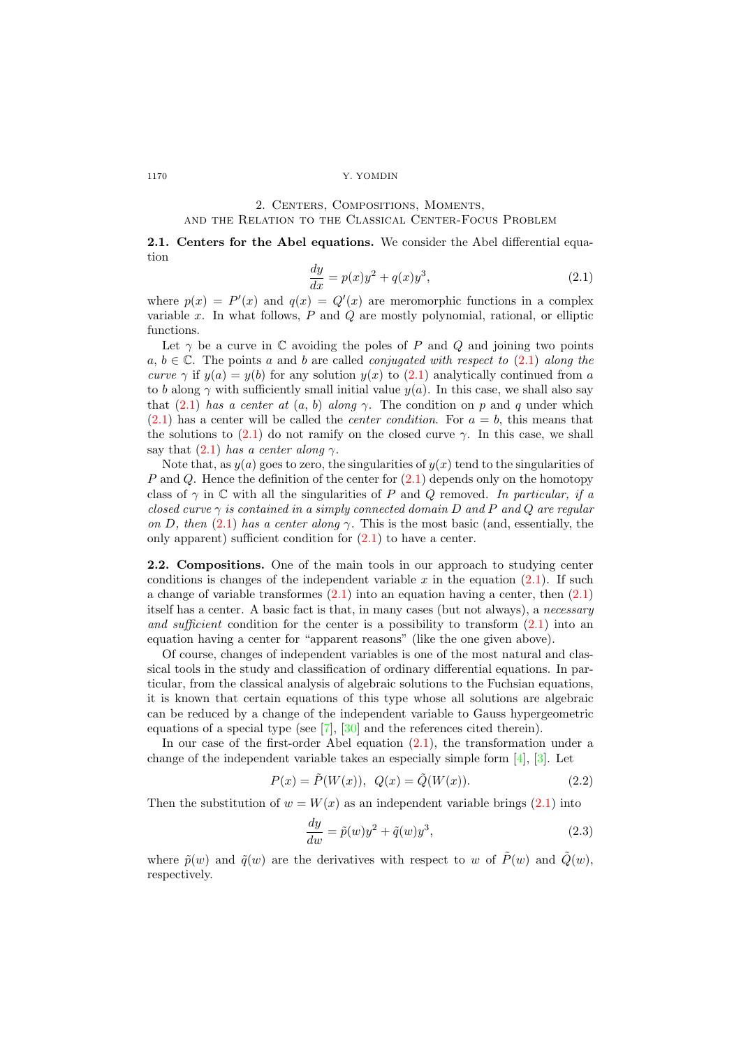## 2. Centers, Compositions, Moments, and the Relation to the Classical Center-Focus Problem

**2.1. Centers for the Abel equations.** We consider the Abel differential equation

$$\frac{dy}{dx} = p(x)y^2 + q(x)y^3, \tag{2.1}$$

where $p(x) = P'(x)$ and $q(x) = Q'(x)$ are meromorphic functions in a complex variable $x$. In what follows, $P$ and $Q$ are mostly polynomial, rational, or elliptic functions.

Let $\gamma$ be a curve in $\mathbb{C}$ avoiding the poles of $P$ and $Q$ and joining two points $a, b \in \mathbb{C}$. The points $a$ and $b$ are called *conjugated with respect to* (2.1) *along the curve* $\gamma$ if $y(a) = y(b)$ for any solution $y(x)$ to (2.1) analytically continued from $a$ to $b$ along $\gamma$ with sufficiently small initial value $y(a)$. In this case, we shall also say that (2.1) *has a center at* $(a, b)$ *along* $\gamma$. The condition on $p$ and $q$ under which (2.1) has a center will be called the *center condition*. For $a = b$, this means that the solutions to (2.1) do not ramify on the closed curve $\gamma$. In this case, we shall say that (2.1) *has a center along* $\gamma$.

Note that, as $y(a)$ goes to zero, the singularities of $y(x)$ tend to the singularities of $P$ and $Q$. Hence the definition of the center for (2.1) depends only on the homotopy class of $\gamma$ in $\mathbb{C}$ with all the singularities of $P$ and $Q$ removed. *In particular, if a closed curve* $\gamma$ *is contained in a simply connected domain* $D$ *and* $P$ *and* $Q$ *are regular on* $D$*, then* (2.1) *has a center along* $\gamma$. This is the most basic (and, essentially, the only apparent) sufficient condition for (2.1) to have a center.

**2.2. Compositions.** One of the main tools in our approach to studying center conditions is changes of the independent variable $x$ in the equation (2.1). If such a change of variable transformes (2.1) into an equation having a center, then (2.1) itself has a center. A basic fact is that, in many cases (but not always), a *necessary and sufficient* condition for the center is a possibility to transform (2.1) into an equation having a center for "apparent reasons" (like the one given above).

Of course, changes of independent variables is one of the most natural and classical tools in the study and classification of ordinary differential equations. In particular, from the classical analysis of algebraic solutions to the Fuchsian equations, it is known that certain equations of this type whose all solutions are algebraic can be reduced by a change of the independent variable to Gauss hypergeometric equations of a special type (see [7], [30] and the references cited therein).

In our case of the first-order Abel equation (2.1), the transformation under a change of the independent variable takes an especially simple form [4], [3]. Let

$$P(x) = \tilde{P}(W(x)), \;\; Q(x) = \tilde{Q}(W(x)). \tag{2.2}$$

Then the substitution of $w = W(x)$ as an independent variable brings (2.1) into

$$\frac{dy}{dw} = \tilde{p}(w)y^2 + \tilde{q}(w)y^3, \tag{2.3}$$

where $\tilde{p}(w)$ and $\tilde{q}(w)$ are the derivatives with respect to $w$ of $\tilde{P}(w)$ and $\tilde{Q}(w)$, respectively.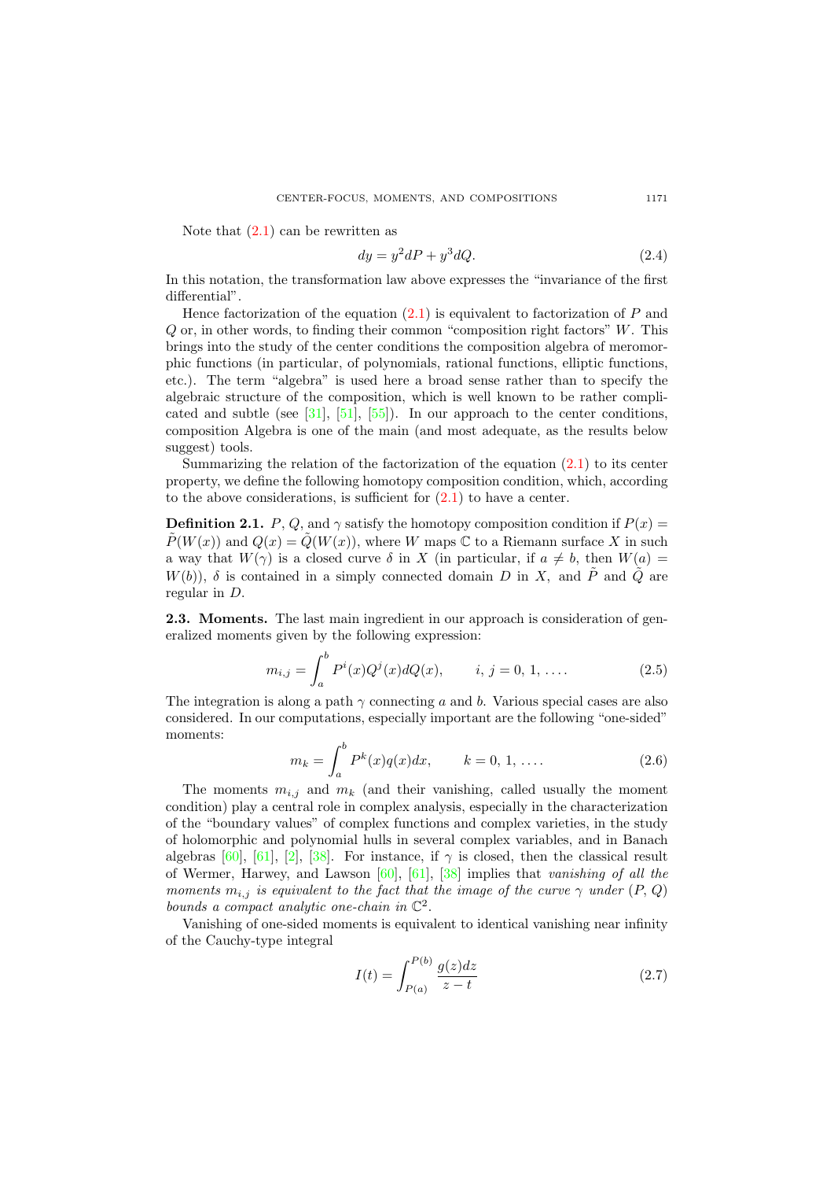Note that (2.1) can be rewritten as

$$dy = y^2 dP + y^3 dQ. \tag{2.4}$$

In this notation, the transformation law above expresses the "invariance of the first differential".

Hence factorization of the equation (2.1) is equivalent to factorization of $P$ and $Q$ or, in other words, to finding their common "composition right factors" $W$. This brings into the study of the center conditions the composition algebra of meromorphic functions (in particular, of polynomials, rational functions, elliptic functions, etc.). The term "algebra" is used here a broad sense rather than to specify the algebraic structure of the composition, which is well known to be rather complicated and subtle (see [31], [51], [55]). In our approach to the center conditions, composition Algebra is one of the main (and most adequate, as the results below suggest) tools.

Summarizing the relation of the factorization of the equation (2.1) to its center property, we define the following homotopy composition condition, which, according to the above considerations, is sufficient for (2.1) to have a center.

**Definition 2.1.** $P$, $Q$, and $\gamma$ satisfy the homotopy composition condition if $P(x) = \tilde{P}(W(x))$ and $Q(x) = \tilde{Q}(W(x))$, where $W$ maps $\mathbb{C}$ to a Riemann surface $X$ in such a way that $W(\gamma)$ is a closed curve $\delta$ in $X$ (in particular, if $a \neq b$, then $W(a) = W(b)$), $\delta$ is contained in a simply connected domain $D$ in $X$, and $\tilde{P}$ and $\tilde{Q}$ are regular in $D$.

**2.3. Moments.** The last main ingredient in our approach is consideration of generalized moments given by the following expression:

$$m_{i,j} = \int_a^b P^i(x) Q^j(x) dQ(x), \qquad i,\, j = 0,\, 1,\, \ldots. \tag{2.5}$$

The integration is along a path $\gamma$ connecting $a$ and $b$. Various special cases are also considered. In our computations, especially important are the following "one-sided" moments:

$$m_k = \int_a^b P^k(x) q(x) dx, \qquad k = 0,\, 1,\, \ldots. \tag{2.6}$$

The moments $m_{i,j}$ and $m_k$ (and their vanishing, called usually the moment condition) play a central role in complex analysis, especially in the characterization of the "boundary values" of complex functions and complex varieties, in the study of holomorphic and polynomial hulls in several complex variables, and in Banach algebras [60], [61], [2], [38]. For instance, if $\gamma$ is closed, then the classical result of Wermer, Harwey, and Lawson [60], [61], [38] implies that *vanishing of all the moments $m_{i,j}$ is equivalent to the fact that the image of the curve $\gamma$ under $(P, Q)$ bounds a compact analytic one-chain in $\mathbb{C}^2$.*

Vanishing of one-sided moments is equivalent to identical vanishing near infinity of the Cauchy-type integral

$$I(t) = \int_{P(a)}^{P(b)} \frac{g(z)dz}{z - t} \tag{2.7}$$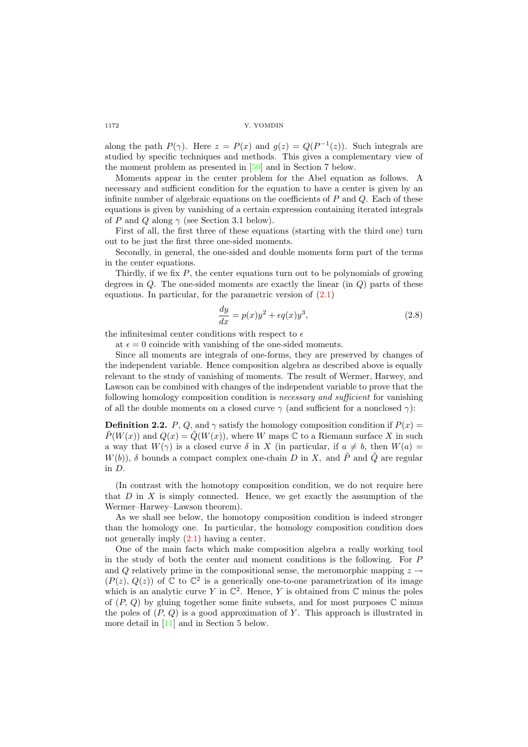along the path $P(\gamma)$. Here $z = P(x)$ and $g(z) = Q(P^{-1}(z))$. Such integrals are studied by specific techniques and methods. This gives a complementary view of the moment problem as presented in [50] and in Section 7 below.

Moments appear in the center problem for the Abel equation as follows. A necessary and sufficient condition for the equation to have a center is given by an infinite number of algebraic equations on the coefficients of $P$ and $Q$. Each of these equations is given by vanishing of a certain expression containing iterated integrals of $P$ and $Q$ along $\gamma$ (see Section 3.1 below).

First of all, the first three of these equations (starting with the third one) turn out to be just the first three one-sided moments.

Secondly, in general, the one-sided and double moments form part of the terms in the center equations.

Thirdly, if we fix $P$, the center equations turn out to be polynomials of growing degrees in $Q$. The one-sided moments are exactly the linear (in $Q$) parts of these equations. In particular, for the parametric version of (2.1)

$$\frac{dy}{dx} = p(x)y^2 + \epsilon q(x)y^3, \tag{2.8}$$

the infinitesimal center conditions with respect to $\epsilon$

at $\epsilon = 0$ coincide with vanishing of the one-sided moments.

Since all moments are integrals of one-forms, they are preserved by changes of the independent variable. Hence composition algebra as described above is equally relevant to the study of vanishing of moments. The result of Wermer, Harwey, and Lawson can be combined with changes of the independent variable to prove that the following homology composition condition is *necessary and sufficient* for vanishing of all the double moments on a closed curve $\gamma$ (and sufficient for a nonclosed $\gamma$):

**Definition 2.2.** $P$, $Q$, and $\gamma$ satisfy the homology composition condition if $P(x) = \tilde{P}(W(x))$ and $Q(x) = \tilde{Q}(W(x))$, where $W$ maps $\mathbb{C}$ to a Riemann surface $X$ in such a way that $W(\gamma)$ is a closed curve $\delta$ in $X$ (in particular, if $a \neq b$, then $W(a) = W(b)$), $\delta$ bounds a compact complex one-chain $D$ in $X$, and $\tilde{P}$ and $\tilde{Q}$ are regular in $D$.

(In contrast with the homotopy composition condition, we do not require here that $D$ in $X$ is simply connected. Hence, we get exactly the assumption of the Wermer–Harwey–Lawson theorem).

As we shall see below, the homotopy composition condition is indeed stronger than the homology one. In particular, the homology composition condition does not generally imply (2.1) having a center.

One of the main facts which make composition algebra a really working tool in the study of both the center and moment conditions is the following. For $P$ and $Q$ relatively prime in the compositional sense, the meromorphic mapping $z \to (P(z), Q(z))$ of $\mathbb{C}$ to $\mathbb{C}^2$ is a generically one-to-one parametrization of its image which is an analytic curve $Y$ in $\mathbb{C}^2$. Hence, $Y$ is obtained from $\mathbb{C}$ minus the poles of $(P, Q)$ by gluing together some finite subsets, and for most purposes $\mathbb{C}$ minus the poles of $(P, Q)$ is a good approximation of $Y$. This approach is illustrated in more detail in [11] and in Section 5 below.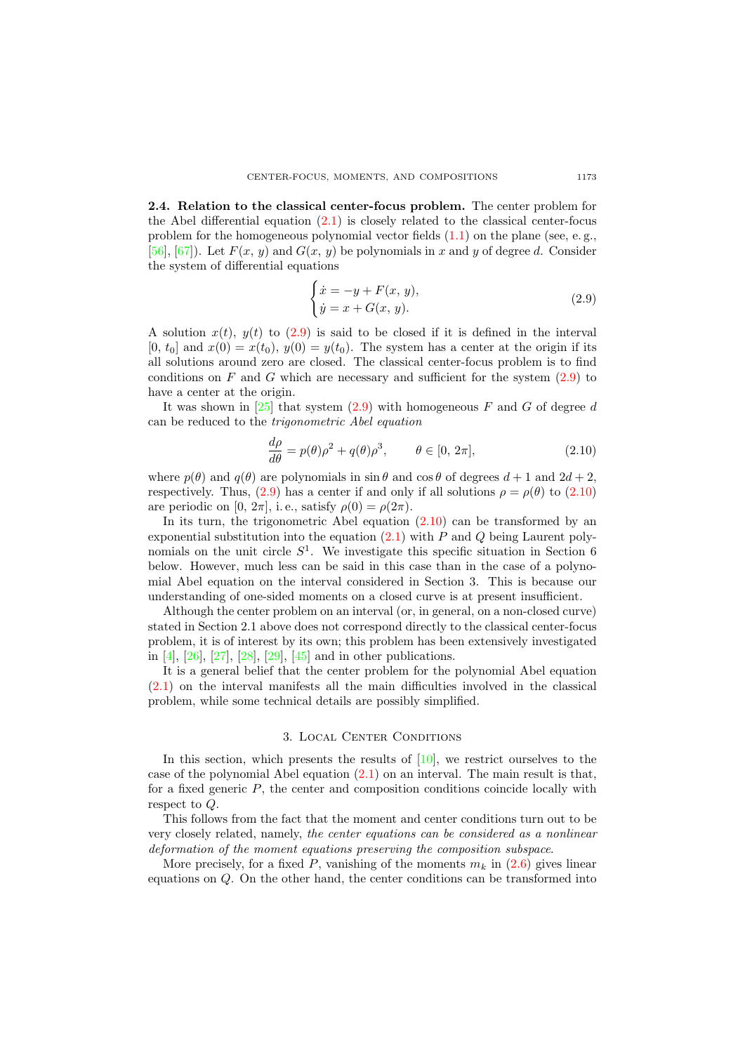**2.4. Relation to the classical center-focus problem.** The center problem for the Abel differential equation (2.1) is closely related to the classical center-focus problem for the homogeneous polynomial vector fields (1.1) on the plane (see, e. g., [56], [67]). Let $F(x, y)$ and $G(x, y)$ be polynomials in $x$ and $y$ of degree $d$. Consider the system of differential equations

$$\begin{cases} \dot{x} = -y + F(x, y), \\ \dot{y} = x + G(x, y). \end{cases} \tag{2.9}$$

A solution $x(t)$, $y(t)$ to (2.9) is said to be closed if it is defined in the interval $[0, t_0]$ and $x(0) = x(t_0)$, $y(0) = y(t_0)$. The system has a center at the origin if its all solutions around zero are closed. The classical center-focus problem is to find conditions on $F$ and $G$ which are necessary and sufficient for the system (2.9) to have a center at the origin.

It was shown in [25] that system (2.9) with homogeneous $F$ and $G$ of degree $d$ can be reduced to the *trigonometric Abel equation*

$$\frac{d\rho}{d\theta} = p(\theta)\rho^2 + q(\theta)\rho^3, \qquad \theta \in [0, 2\pi], \tag{2.10}$$

where $p(\theta)$ and $q(\theta)$ are polynomials in $\sin\theta$ and $\cos\theta$ of degrees $d+1$ and $2d+2$, respectively. Thus, (2.9) has a center if and only if all solutions $\rho = \rho(\theta)$ to (2.10) are periodic on $[0, 2\pi]$, i. e., satisfy $\rho(0) = \rho(2\pi)$.

In its turn, the trigonometric Abel equation (2.10) can be transformed by an exponential substitution into the equation (2.1) with $P$ and $Q$ being Laurent polynomials on the unit circle $S^1$. We investigate this specific situation in Section 6 below. However, much less can be said in this case than in the case of a polynomial Abel equation on the interval considered in Section 3. This is because our understanding of one-sided moments on a closed curve is at present insufficient.

Although the center problem on an interval (or, in general, on a non-closed curve) stated in Section 2.1 above does not correspond directly to the classical center-focus problem, it is of interest by its own; this problem has been extensively investigated in [4], [26], [27], [28], [29], [45] and in other publications.

It is a general belief that the center problem for the polynomial Abel equation (2.1) on the interval manifests all the main difficulties involved in the classical problem, while some technical details are possibly simplified.

## 3. Local Center Conditions

In this section, which presents the results of [10], we restrict ourselves to the case of the polynomial Abel equation (2.1) on an interval. The main result is that, for a fixed generic $P$, the center and composition conditions coincide locally with respect to $Q$.

This follows from the fact that the moment and center conditions turn out to be very closely related, namely, *the center equations can be considered as a nonlinear deformation of the moment equations preserving the composition subspace*.

More precisely, for a fixed $P$, vanishing of the moments $m_k$ in (2.6) gives linear equations on $Q$. On the other hand, the center conditions can be transformed into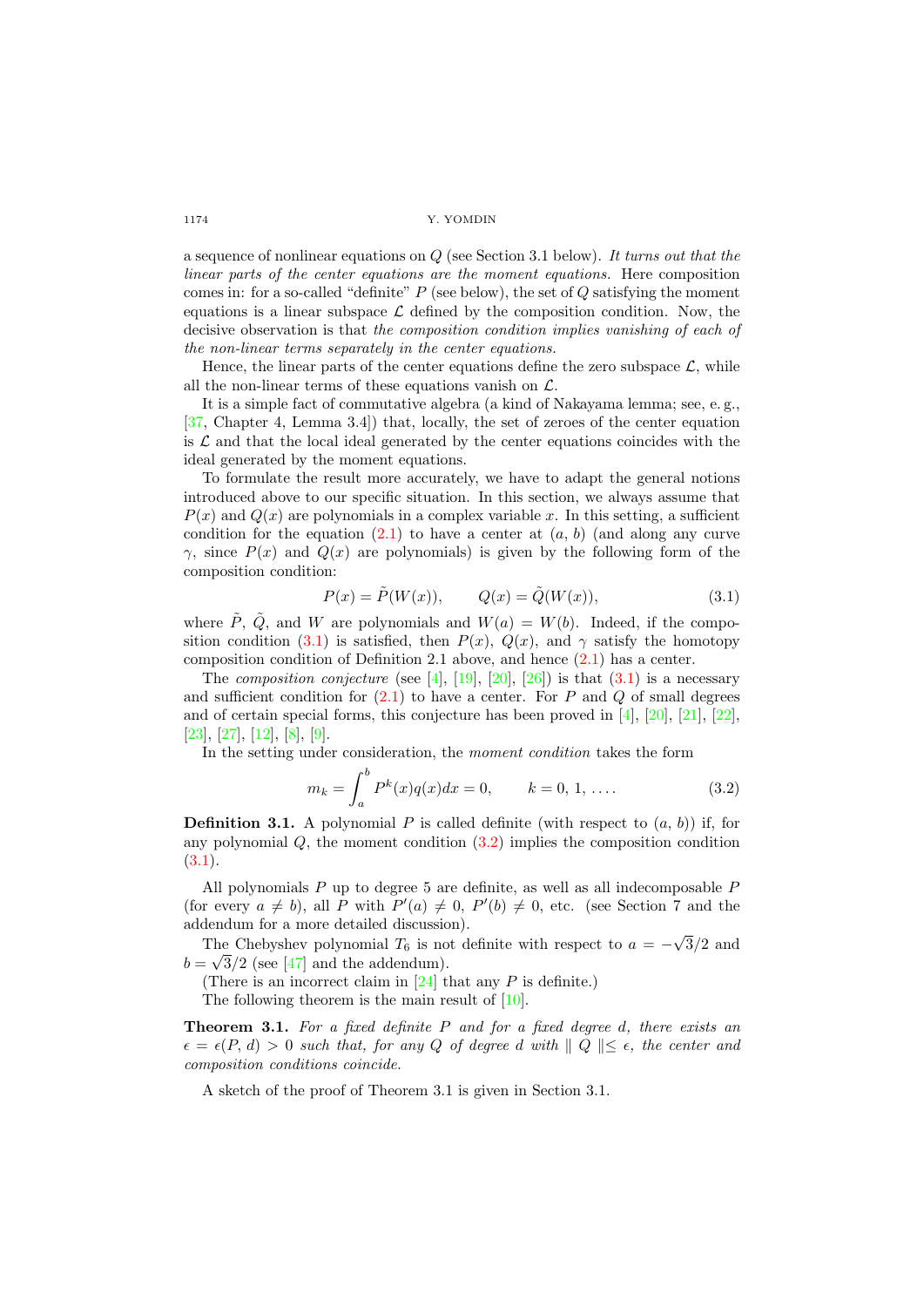a sequence of nonlinear equations on $Q$ (see Section 3.1 below). *It turns out that the linear parts of the center equations are the moment equations.* Here composition comes in: for a so-called "definite" $P$ (see below), the set of $Q$ satisfying the moment equations is a linear subspace $\mathcal{L}$ defined by the composition condition. Now, the decisive observation is that *the composition condition implies vanishing of each of the non-linear terms separately in the center equations.*

Hence, the linear parts of the center equations define the zero subspace $\mathcal{L}$, while all the non-linear terms of these equations vanish on $\mathcal{L}$.

It is a simple fact of commutative algebra (a kind of Nakayama lemma; see, e. g., [37, Chapter 4, Lemma 3.4]) that, locally, the set of zeroes of the center equation is $\mathcal{L}$ and that the local ideal generated by the center equations coincides with the ideal generated by the moment equations.

To formulate the result more accurately, we have to adapt the general notions introduced above to our specific situation. In this section, we always assume that $P(x)$ and $Q(x)$ are polynomials in a complex variable $x$. In this setting, a sufficient condition for the equation (2.1) to have a center at $(a, b)$ (and along any curve $\gamma$, since $P(x)$ and $Q(x)$ are polynomials) is given by the following form of the composition condition:

$$P(x) = \tilde{P}(W(x)), \qquad Q(x) = \tilde{Q}(W(x)), \tag{3.1}$$

where $\tilde{P}$, $\tilde{Q}$, and $W$ are polynomials and $W(a) = W(b)$. Indeed, if the composition condition (3.1) is satisfied, then $P(x)$, $Q(x)$, and $\gamma$ satisfy the homotopy composition condition of Definition 2.1 above, and hence (2.1) has a center.

The *composition conjecture* (see [4], [19], [20], [26]) is that (3.1) is a necessary and sufficient condition for (2.1) to have a center. For $P$ and $Q$ of small degrees and of certain special forms, this conjecture has been proved in [4], [20], [21], [22], [23], [27], [12], [8], [9].

In the setting under consideration, the *moment condition* takes the form

$$m_k = \int_a^b P^k(x)q(x)dx = 0, \qquad k = 0, 1, \ldots. \tag{3.2}$$

**Definition 3.1.** A polynomial $P$ is called definite (with respect to $(a, b)$) if, for any polynomial $Q$, the moment condition (3.2) implies the composition condition (3.1).

All polynomials $P$ up to degree 5 are definite, as well as all indecomposable $P$ (for every $a \neq b$), all $P$ with $P'(a) \neq 0$, $P'(b) \neq 0$, etc. (see Section 7 and the addendum for a more detailed discussion).

The Chebyshev polynomial $T_6$ is not definite with respect to $a = -\sqrt{3}/2$ and $b = \sqrt{3}/2$ (see [47] and the addendum).

(There is an incorrect claim in [24] that any $P$ is definite.)

The following theorem is the main result of [10].

**Theorem 3.1.** *For a fixed definite $P$ and for a fixed degree $d$, there exists an $\epsilon = \epsilon(P, d) > 0$ such that, for any $Q$ of degree $d$ with $\| Q \| \leq \epsilon$, the center and composition conditions coincide.*

A sketch of the proof of Theorem 3.1 is given in Section 3.1.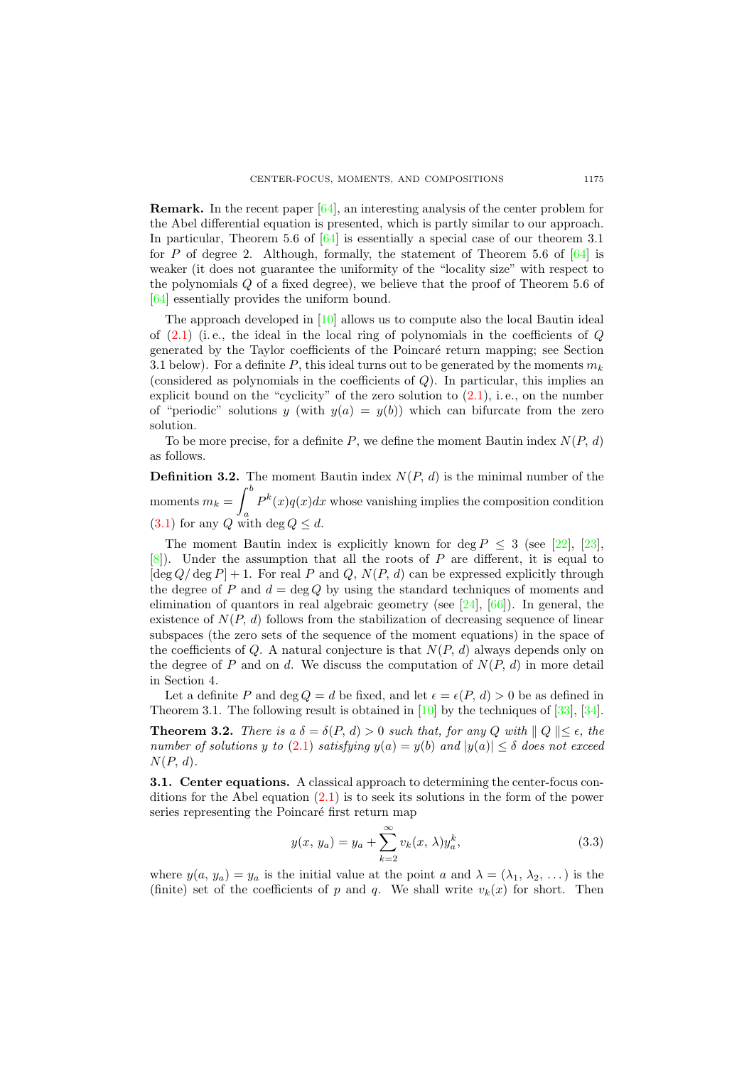**Remark.** In the recent paper [64], an interesting analysis of the center problem for the Abel differential equation is presented, which is partly similar to our approach. In particular, Theorem 5.6 of [64] is essentially a special case of our theorem 3.1 for $P$ of degree 2. Although, formally, the statement of Theorem 5.6 of [64] is weaker (it does not guarantee the uniformity of the "locality size" with respect to the polynomials $Q$ of a fixed degree), we believe that the proof of Theorem 5.6 of [64] essentially provides the uniform bound.

The approach developed in [10] allows us to compute also the local Bautin ideal of (2.1) (i. e., the ideal in the local ring of polynomials in the coefficients of $Q$ generated by the Taylor coefficients of the Poincaré return mapping; see Section 3.1 below). For a definite $P$, this ideal turns out to be generated by the moments $m_k$ (considered as polynomials in the coefficients of $Q$). In particular, this implies an explicit bound on the "cyclicity" of the zero solution to (2.1), i. e., on the number of "periodic" solutions $y$ (with $y(a) = y(b)$) which can bifurcate from the zero solution.

To be more precise, for a definite $P$, we define the moment Bautin index $N(P,\, d)$ as follows.

**Definition 3.2.** The moment Bautin index $N(P,\, d)$ is the minimal number of the moments $m_k = \displaystyle\int_a^b P^k(x) q(x) dx$ whose vanishing implies the composition condition (3.1) for any $Q$ with $\deg Q \leq d$.

The moment Bautin index is explicitly known for $\deg P \leq 3$ (see [22], [23], [8]). Under the assumption that all the roots of $P$ are different, it is equal to $[\deg Q / \deg P] + 1$. For real $P$ and $Q$, $N(P,\, d)$ can be expressed explicitly through the degree of $P$ and $d = \deg Q$ by using the standard techniques of moments and elimination of quantors in real algebraic geometry (see [24], [66]). In general, the existence of $N(P,\, d)$ follows from the stabilization of decreasing sequence of linear subspaces (the zero sets of the sequence of the moment equations) in the space of the coefficients of $Q$. A natural conjecture is that $N(P,\, d)$ always depends only on the degree of $P$ and on $d$. We discuss the computation of $N(P,\, d)$ in more detail in Section 4.

Let a definite $P$ and $\deg Q = d$ be fixed, and let $\epsilon = \epsilon(P,\, d) > 0$ be as defined in Theorem 3.1. The following result is obtained in [10] by the techniques of [33], [34].

**Theorem 3.2.** *There is a $\delta = \delta(P,\, d) > 0$ such that, for any $Q$ with $\| Q \| \leq \epsilon$, the number of solutions $y$ to (2.1) satisfying $y(a) = y(b)$ and $|y(a)| \leq \delta$ does not exceed $N(P,\, d)$.*

### 3.1. Center equations.

A classical approach to determining the center-focus conditions for the Abel equation (2.1) is to seek its solutions in the form of the power series representing the Poincaré first return map

$$y(x,\, y_a) = y_a + \sum_{k=2}^{\infty} v_k(x,\, \lambda) y_a^k, \tag{3.3}$$

where $y(a,\, y_a) = y_a$ is the initial value at the point $a$ and $\lambda = (\lambda_1,\, \lambda_2,\, \dots)$ is the (finite) set of the coefficients of $p$ and $q$. We shall write $v_k(x)$ for short. Then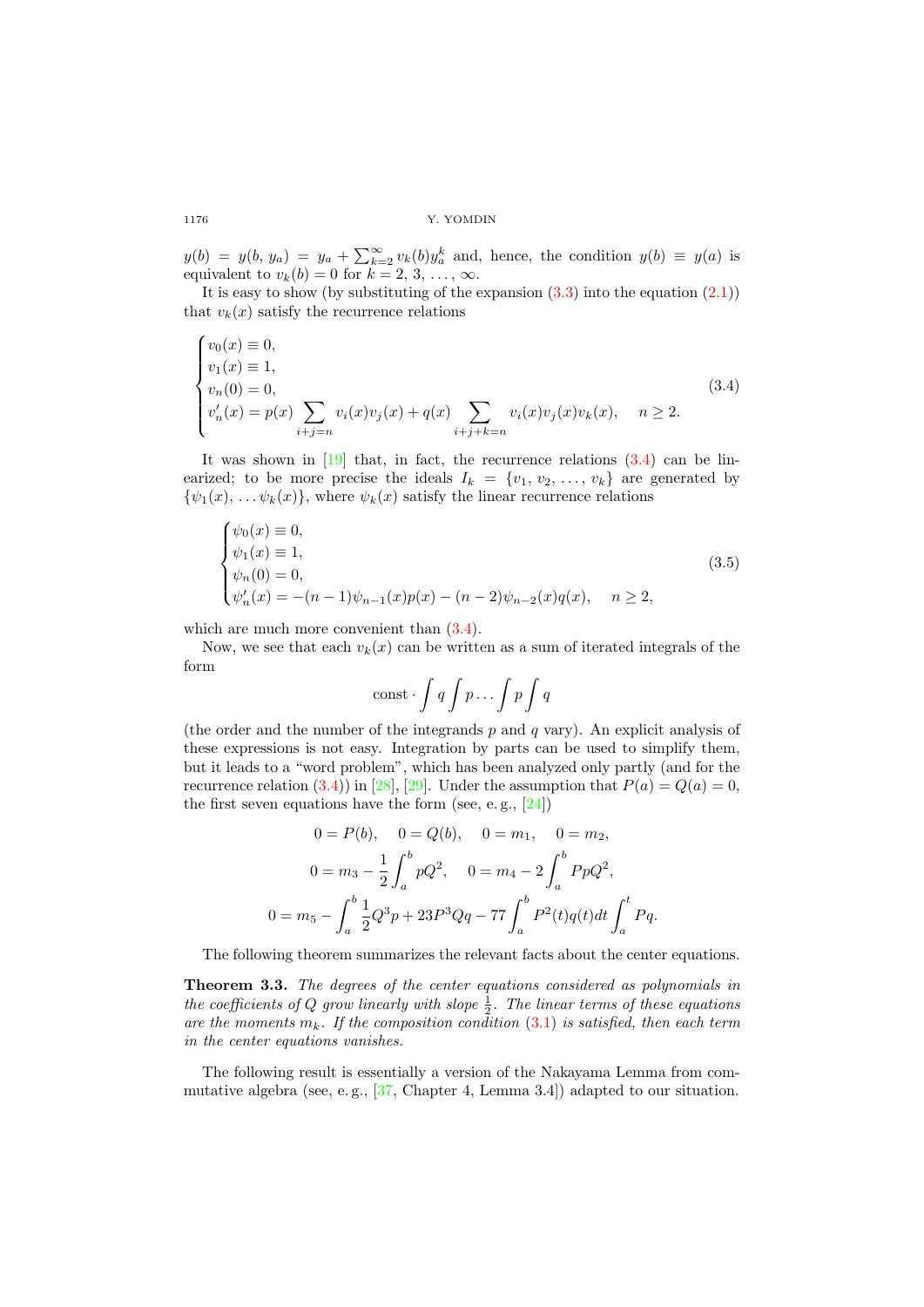$y(b) = y(b, y_a) = y_a + \sum_{k=2}^{\infty} v_k(b) y_a^k$ and, hence, the condition $y(b) \equiv y(a)$ is equivalent to $v_k(b) = 0$ for $k = 2, 3, \dots, \infty$.

It is easy to show (by substituting of the expansion (3.3) into the equation (2.1)) that $v_k(x)$ satisfy the recurrence relations

$$
\begin{cases}
v_0(x) \equiv 0, \\
v_1(x) \equiv 1, \\
v_n(0) = 0, \\
v_n'(x) = p(x) \displaystyle\sum_{i+j=n} v_i(x) v_j(x) + q(x) \sum_{i+j+k=n} v_i(x) v_j(x) v_k(x), \quad n \geq 2.
\end{cases}
\tag{3.4}
$$

It was shown in [19] that, in fact, the recurrence relations (3.4) can be linearized; to be more precise the ideals $I_k = \{v_1, v_2, \dots, v_k\}$ are generated by $\{\psi_1(x), \dots \psi_k(x)\}$, where $\psi_k(x)$ satisfy the linear recurrence relations

$$
\begin{cases}
\psi_0(x) \equiv 0, \\
\psi_1(x) \equiv 1, \\
\psi_n(0) = 0, \\
\psi_n'(x) = -(n-1)\psi_{n-1}(x) p(x) - (n-2)\psi_{n-2}(x) q(x), \quad n \geq 2,
\end{cases}
\tag{3.5}
$$

which are much more convenient than (3.4).

Now, we see that each $v_k(x)$ can be written as a sum of iterated integrals of the form

$$\text{const} \cdot \int q \int p \dots \int p \int q$$

(the order and the number of the integrands $p$ and $q$ vary). An explicit analysis of these expressions is not easy. Integration by parts can be used to simplify them, but it leads to a "word problem", which has been analyzed only partly (and for the recurrence relation (3.4)) in [28], [29]. Under the assumption that $P(a) = Q(a) = 0$, the first seven equations have the form (see, e. g., [24])

$$
\begin{gathered}
0 = P(b), \quad 0 = Q(b), \quad 0 = m_1, \quad 0 = m_2, \\
0 = m_3 - \frac{1}{2}\int_a^b pQ^2, \quad 0 = m_4 - 2\int_a^b PpQ^2, \\
0 = m_5 - \int_a^b \frac{1}{2}Q^3 p + 23P^3 Qq - 77\int_a^b P^2(t) q(t) dt \int_a^t Pq.
\end{gathered}
$$

The following theorem summarizes the relevant facts about the center equations.

**Theorem 3.3.** *The degrees of the center equations considered as polynomials in the coefficients of $Q$ grow linearly with slope $\frac{1}{2}$. The linear terms of these equations are the moments $m_k$. If the composition condition (3.1) is satisfied, then each term in the center equations vanishes.*

The following result is essentially a version of the Nakayama Lemma from commutative algebra (see, e. g., [37, Chapter 4, Lemma 3.4]) adapted to our situation.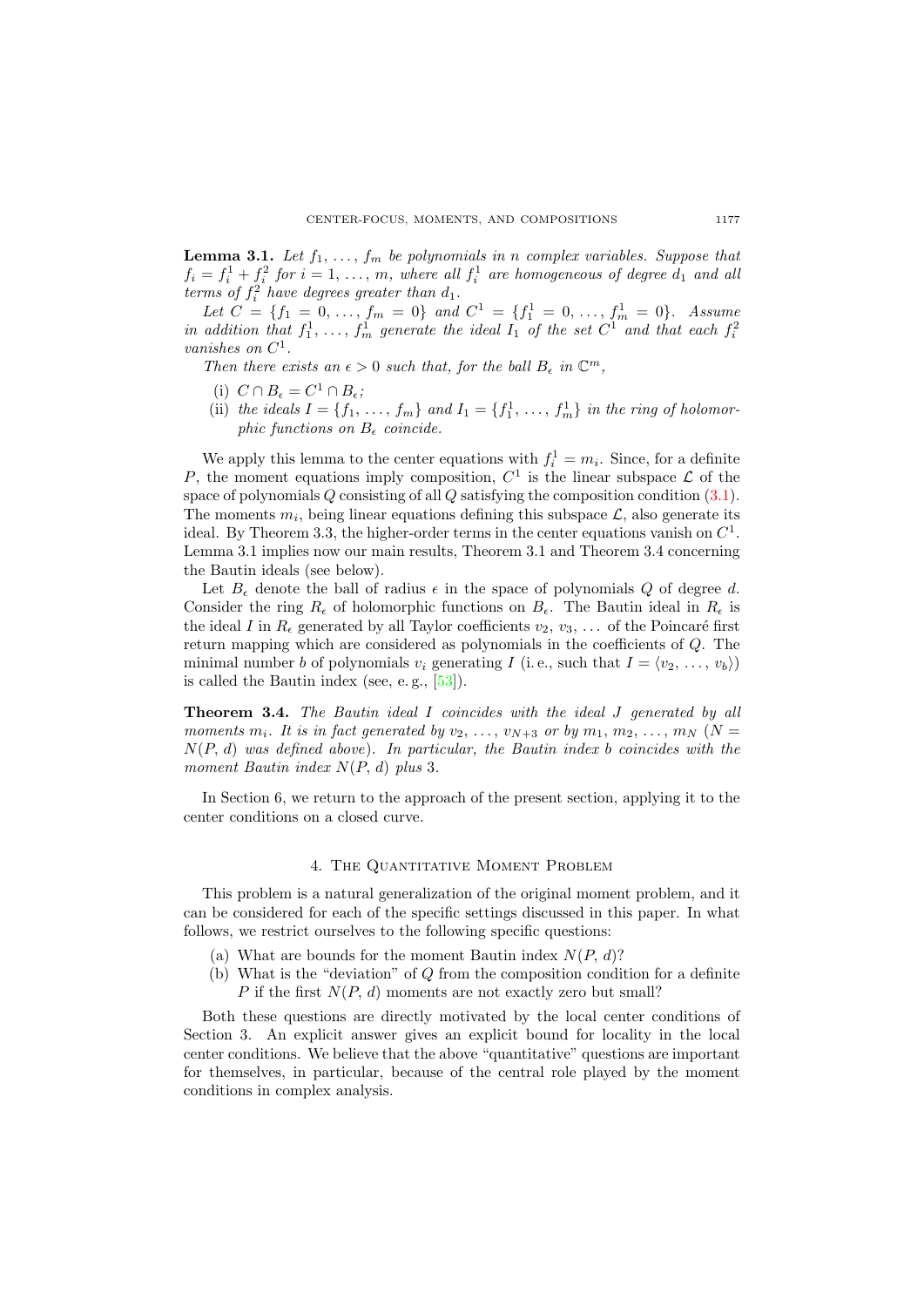**Lemma 3.1.** *Let $f_1, \ldots, f_m$ be polynomials in $n$ complex variables. Suppose that $f_i = f_i^1 + f_i^2$ for $i = 1, \ldots, m$, where all $f_i^1$ are homogeneous of degree $d_1$ and all terms of $f_i^2$ have degrees greater than $d_1$.*

*Let $C = \{f_1 = 0, \ldots, f_m = 0\}$ and $C^1 = \{f_1^1 = 0, \ldots, f_m^1 = 0\}$. Assume in addition that $f_1^1, \ldots, f_m^1$ generate the ideal $I_1$ of the set $C^1$ and that each $f_i^2$ vanishes on $C^1$.*

*Then there exists an $\epsilon > 0$ such that, for the ball $B_\epsilon$ in $\mathbb{C}^m$,*

- (i) *$C \cap B_\epsilon = C^1 \cap B_\epsilon$;*
- (ii) *the ideals $I = \{f_1, \ldots, f_m\}$ and $I_1 = \{f_1^1, \ldots, f_m^1\}$ in the ring of holomorphic functions on $B_\epsilon$ coincide.*

We apply this lemma to the center equations with $f_i^1 = m_i$. Since, for a definite $P$, the moment equations imply composition, $C^1$ is the linear subspace $\mathcal{L}$ of the space of polynomials $Q$ consisting of all $Q$ satisfying the composition condition (3.1). The moments $m_i$, being linear equations defining this subspace $\mathcal{L}$, also generate its ideal. By Theorem 3.3, the higher-order terms in the center equations vanish on $C^1$. Lemma 3.1 implies now our main results, Theorem 3.1 and Theorem 3.4 concerning the Bautin ideals (see below).

Let $B_\epsilon$ denote the ball of radius $\epsilon$ in the space of polynomials $Q$ of degree $d$. Consider the ring $R_\epsilon$ of holomorphic functions on $B_\epsilon$. The Bautin ideal in $R_\epsilon$ is the ideal $I$ in $R_\epsilon$ generated by all Taylor coefficients $v_2, v_3, \ldots$ of the Poincaré first return mapping which are considered as polynomials in the coefficients of $Q$. The minimal number $b$ of polynomials $v_i$ generating $I$ (i. e., such that $I = \langle v_2, \ldots, v_b \rangle$) is called the Bautin index (see, e. g., [53]).

**Theorem 3.4.** *The Bautin ideal $I$ coincides with the ideal $J$ generated by all moments $m_i$. It is in fact generated by $v_2, \ldots, v_{N+3}$ or by $m_1, m_2, \ldots, m_N$ ($N = N(P, d)$ was defined above). In particular, the Bautin index $b$ coincides with the moment Bautin index $N(P, d)$ plus 3.*

In Section 6, we return to the approach of the present section, applying it to the center conditions on a closed curve.

## 4. The Quantitative Moment Problem

This problem is a natural generalization of the original moment problem, and it can be considered for each of the specific settings discussed in this paper. In what follows, we restrict ourselves to the following specific questions:

- (a) What are bounds for the moment Bautin index $N(P, d)$?
- (b) What is the "deviation" of $Q$ from the composition condition for a definite $P$ if the first $N(P, d)$ moments are not exactly zero but small?

Both these questions are directly motivated by the local center conditions of Section 3. An explicit answer gives an explicit bound for locality in the local center conditions. We believe that the above "quantitative" questions are important for themselves, in particular, because of the central role played by the moment conditions in complex analysis.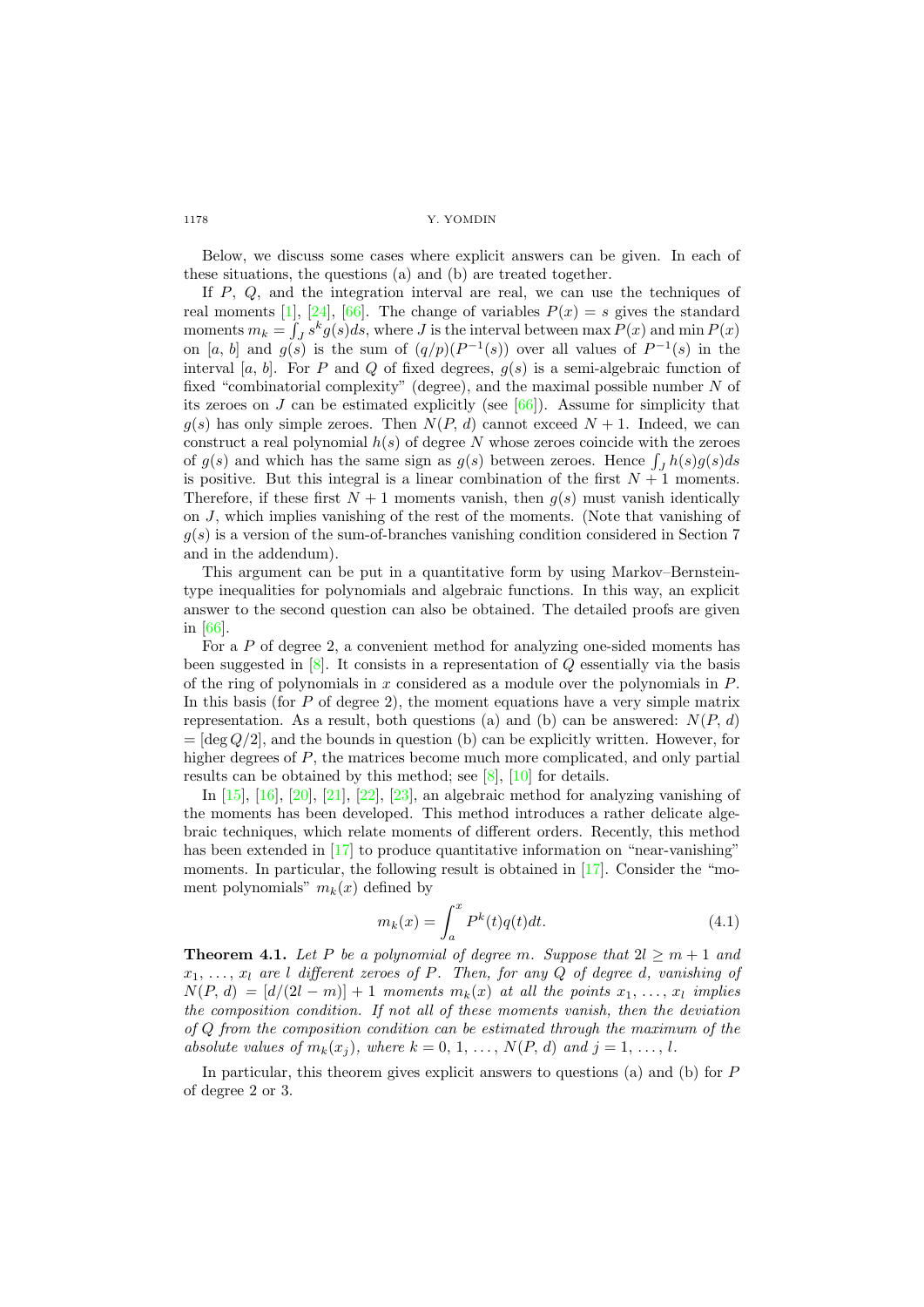Below, we discuss some cases where explicit answers can be given. In each of these situations, the questions (a) and (b) are treated together.

If $P$, $Q$, and the integration interval are real, we can use the techniques of real moments [1], [24], [66]. The change of variables $P(x) = s$ gives the standard moments $m_k = \int_J s^k g(s)ds$, where $J$ is the interval between $\max P(x)$ and $\min P(x)$ on $[a, b]$ and $g(s)$ is the sum of $(q/p)(P^{-1}(s))$ over all values of $P^{-1}(s)$ in the interval $[a, b]$. For $P$ and $Q$ of fixed degrees, $g(s)$ is a semi-algebraic function of fixed "combinatorial complexity" (degree), and the maximal possible number $N$ of its zeroes on $J$ can be estimated explicitly (see [66]). Assume for simplicity that $g(s)$ has only simple zeroes. Then $N(P, d)$ cannot exceed $N + 1$. Indeed, we can construct a real polynomial $h(s)$ of degree $N$ whose zeroes coincide with the zeroes of $g(s)$ and which has the same sign as $g(s)$ between zeroes. Hence $\int_J h(s)g(s)ds$ is positive. But this integral is a linear combination of the first $N + 1$ moments. Therefore, if these first $N + 1$ moments vanish, then $g(s)$ must vanish identically on $J$, which implies vanishing of the rest of the moments. (Note that vanishing of $g(s)$ is a version of the sum-of-branches vanishing condition considered in Section 7 and in the addendum).

This argument can be put in a quantitative form by using Markov–Bernstein-type inequalities for polynomials and algebraic functions. In this way, an explicit answer to the second question can also be obtained. The detailed proofs are given in [66].

For a $P$ of degree 2, a convenient method for analyzing one-sided moments has been suggested in [8]. It consists in a representation of $Q$ essentially via the basis of the ring of polynomials in $x$ considered as a module over the polynomials in $P$. In this basis (for $P$ of degree 2), the moment equations have a very simple matrix representation. As a result, both questions (a) and (b) can be answered: $N(P, d) = [\deg Q/2]$, and the bounds in question (b) can be explicitly written. However, for higher degrees of $P$, the matrices become much more complicated, and only partial results can be obtained by this method; see [8], [10] for details.

In [15], [16], [20], [21], [22], [23], an algebraic method for analyzing vanishing of the moments has been developed. This method introduces a rather delicate algebraic techniques, which relate moments of different orders. Recently, this method has been extended in [17] to produce quantitative information on "near-vanishing" moments. In particular, the following result is obtained in [17]. Consider the "moment polynomials" $m_k(x)$ defined by

$$m_k(x) = \int_a^x P^k(t)q(t)dt. \tag{4.1}$$

**Theorem 4.1.** *Let $P$ be a polynomial of degree $m$. Suppose that $2l \geq m + 1$ and $x_1, \ldots, x_l$ are $l$ different zeroes of $P$. Then, for any $Q$ of degree $d$, vanishing of $N(P, d) = [d/(2l - m)] + 1$ moments $m_k(x)$ at all the points $x_1, \ldots, x_l$ implies the composition condition. If not all of these moments vanish, then the deviation of $Q$ from the composition condition can be estimated through the maximum of the absolute values of $m_k(x_j)$, where $k = 0, 1, \ldots, N(P, d)$ and $j = 1, \ldots, l$.*

In particular, this theorem gives explicit answers to questions (a) and (b) for $P$ of degree 2 or 3.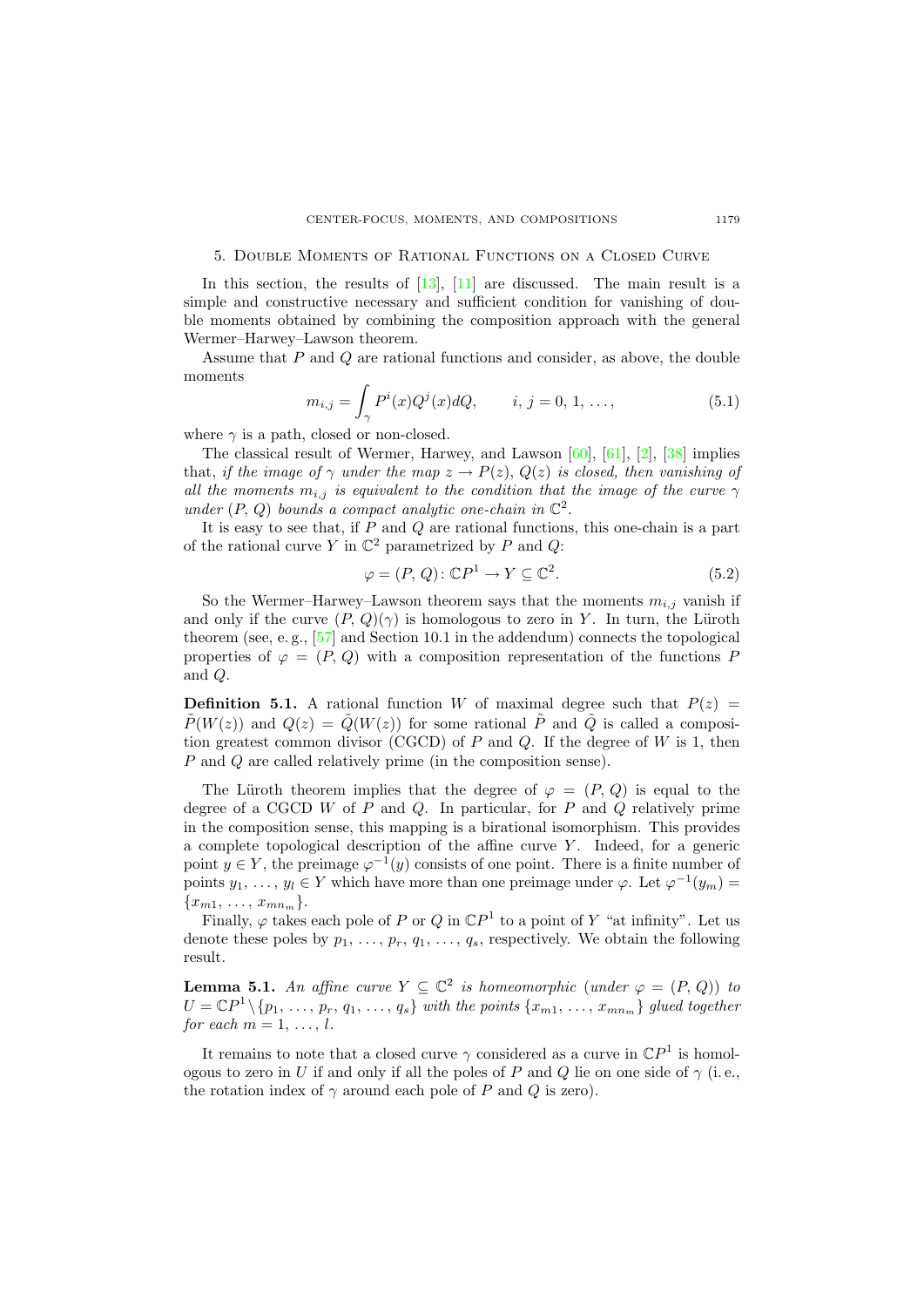## 5. Double Moments of Rational Functions on a Closed Curve

In this section, the results of [13], [11] are discussed. The main result is a simple and constructive necessary and sufficient condition for vanishing of double moments obtained by combining the composition approach with the general Wermer–Harwey–Lawson theorem.

Assume that $P$ and $Q$ are rational functions and consider, as above, the double moments

$$m_{i,j} = \int_{\gamma} P^i(x) Q^j(x) dQ, \qquad i, j = 0, 1, \ldots, \tag{5.1}$$

where $\gamma$ is a path, closed or non-closed.

The classical result of Wermer, Harvey, and Lawson [60], [61], [2], [38] implies that, *if the image of $\gamma$ under the map $z \to P(z), Q(z)$ is closed, then vanishing of all the moments $m_{i,j}$ is equivalent to the condition that the image of the curve $\gamma$ under $(P, Q)$ bounds a compact analytic one-chain in $\mathbb{C}^2$.*

It is easy to see that, if $P$ and $Q$ are rational functions, this one-chain is a part of the rational curve $Y$ in $\mathbb{C}^2$ parametrized by $P$ and $Q$:

$$\varphi = (P, Q) \colon \mathbb{C}P^1 \to Y \subseteq \mathbb{C}^2. \tag{5.2}$$

So the Wermer–Harvey–Lawson theorem says that the moments $m_{i,j}$ vanish if and only if the curve $(P, Q)(\gamma)$ is homologous to zero in $Y$. In turn, the Lüroth theorem (see, e. g., [57] and Section 10.1 in the addendum) connects the topological properties of $\varphi = (P, Q)$ with a composition representation of the functions $P$ and $Q$.

**Definition 5.1.** A rational function $W$ of maximal degree such that $P(z) = \tilde{P}(W(z))$ and $Q(z) = \tilde{Q}(W(z))$ for some rational $\tilde{P}$ and $\tilde{Q}$ is called a composition greatest common divisor (CGCD) of $P$ and $Q$. If the degree of $W$ is 1, then $P$ and $Q$ are called relatively prime (in the composition sense).

The Lüroth theorem implies that the degree of $\varphi = (P, Q)$ is equal to the degree of a CGCD $W$ of $P$ and $Q$. In particular, for $P$ and $Q$ relatively prime in the composition sense, this mapping is a birational isomorphism. This provides a complete topological description of the affine curve $Y$. Indeed, for a generic point $y \in Y$, the preimage $\varphi^{-1}(y)$ consists of one point. There is a finite number of points $y_1, \ldots, y_l \in Y$ which have more than one preimage under $\varphi$. Let $\varphi^{-1}(y_m) = \{x_{m1}, \ldots, x_{mn_m}\}$.

Finally, $\varphi$ takes each pole of $P$ or $Q$ in $\mathbb{C}P^1$ to a point of $Y$ "at infinity". Let us denote these poles by $p_1, \ldots, p_r, q_1, \ldots, q_s$, respectively. We obtain the following result.

**Lemma 5.1.** *An affine curve $Y \subseteq \mathbb{C}^2$ is homeomorphic (under $\varphi = (P, Q)$) to $U = \mathbb{C}P^1 \setminus \{p_1, \ldots, p_r, q_1, \ldots, q_s\}$ with the points $\{x_{m1}, \ldots, x_{mn_m}\}$ glued together for each $m = 1, \ldots, l$.*

It remains to note that a closed curve $\gamma$ considered as a curve in $\mathbb{C}P^1$ is homologous to zero in $U$ if and only if all the poles of $P$ and $Q$ lie on one side of $\gamma$ (i. e., the rotation index of $\gamma$ around each pole of $P$ and $Q$ is zero).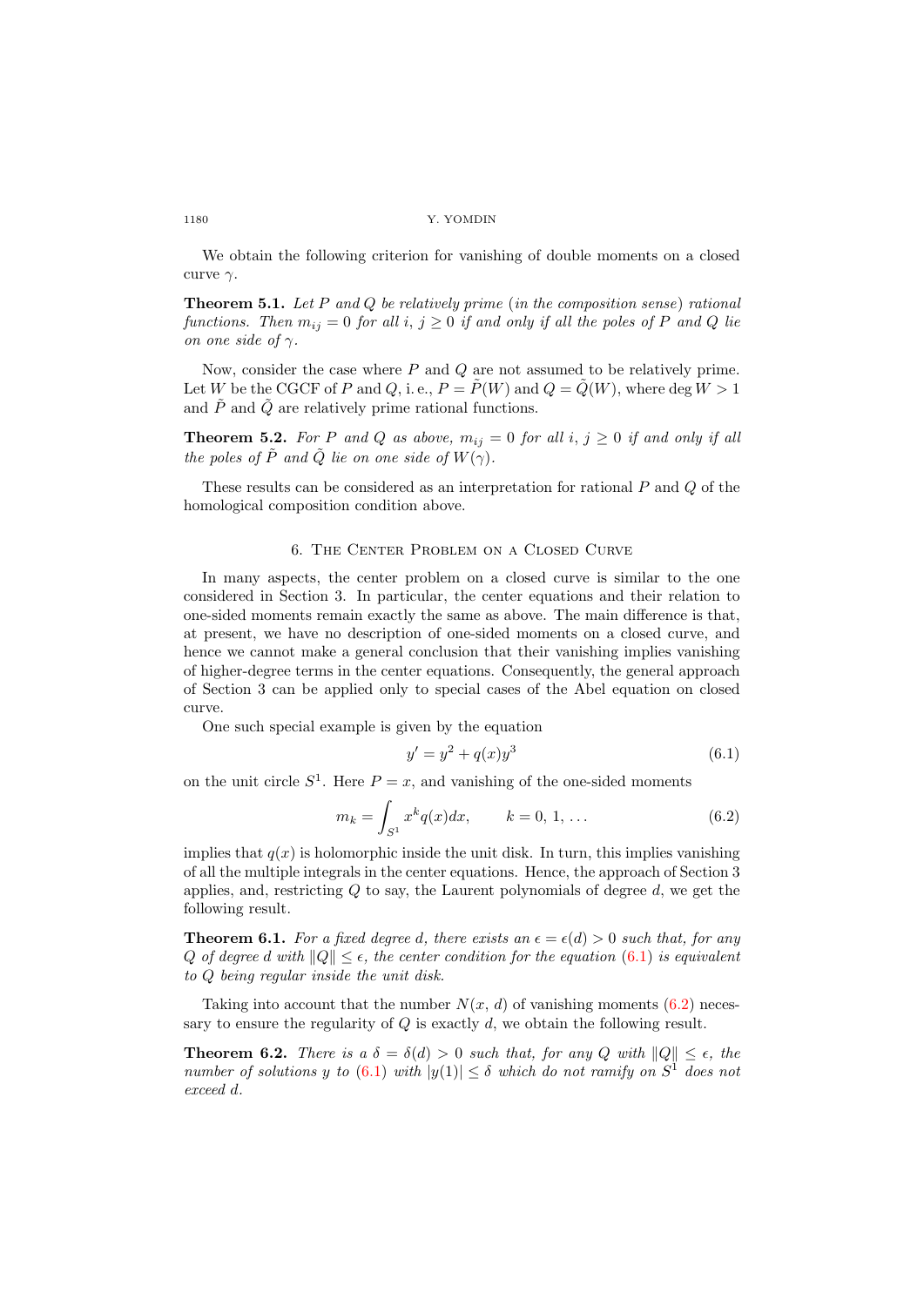We obtain the following criterion for vanishing of double moments on a closed curve $\gamma$.

**Theorem 5.1.** *Let $P$ and $Q$ be relatively prime (in the composition sense) rational functions. Then $m_{ij} = 0$ for all $i, j \geq 0$ if and only if all the poles of $P$ and $Q$ lie on one side of $\gamma$.*

Now, consider the case where $P$ and $Q$ are not assumed to be relatively prime. Let $W$ be the CGCF of $P$ and $Q$, i. e., $P = \tilde{P}(W)$ and $Q = \tilde{Q}(W)$, where $\deg W > 1$ and $\tilde{P}$ and $\tilde{Q}$ are relatively prime rational functions.

**Theorem 5.2.** *For $P$ and $Q$ as above, $m_{ij} = 0$ for all $i, j \geq 0$ if and only if all the poles of $\tilde{P}$ and $\tilde{Q}$ lie on one side of $W(\gamma)$.*

These results can be considered as an interpretation for rational $P$ and $Q$ of the homological composition condition above.

## 6. The Center Problem on a Closed Curve

In many aspects, the center problem on a closed curve is similar to the one considered in Section 3. In particular, the center equations and their relation to one-sided moments remain exactly the same as above. The main difference is that, at present, we have no description of one-sided moments on a closed curve, and hence we cannot make a general conclusion that their vanishing implies vanishing of higher-degree terms in the center equations. Consequently, the general approach of Section 3 can be applied only to special cases of the Abel equation on closed curve.

One such special example is given by the equation

$$y' = y^2 + q(x)y^3 \tag{6.1}$$

on the unit circle $S^1$. Here $P = x$, and vanishing of the one-sided moments

$$m_k = \int_{S^1} x^k q(x)dx, \qquad k = 0, 1, \ldots \tag{6.2}$$

implies that $q(x)$ is holomorphic inside the unit disk. In turn, this implies vanishing of all the multiple integrals in the center equations. Hence, the approach of Section 3 applies, and, restricting $Q$ to say, the Laurent polynomials of degree $d$, we get the following result.

**Theorem 6.1.** *For a fixed degree $d$, there exists an $\epsilon = \epsilon(d) > 0$ such that, for any $Q$ of degree $d$ with $\|Q\| \leq \epsilon$, the center condition for the equation (6.1) is equivalent to $Q$ being regular inside the unit disk.*

Taking into account that the number $N(x, d)$ of vanishing moments (6.2) necessary to ensure the regularity of $Q$ is exactly $d$, we obtain the following result.

**Theorem 6.2.** *There is a $\delta = \delta(d) > 0$ such that, for any $Q$ with $\|Q\| \leq \epsilon$, the number of solutions $y$ to (6.1) with $|y(1)| \leq \delta$ which do not ramify on $S^1$ does not exceed $d$.*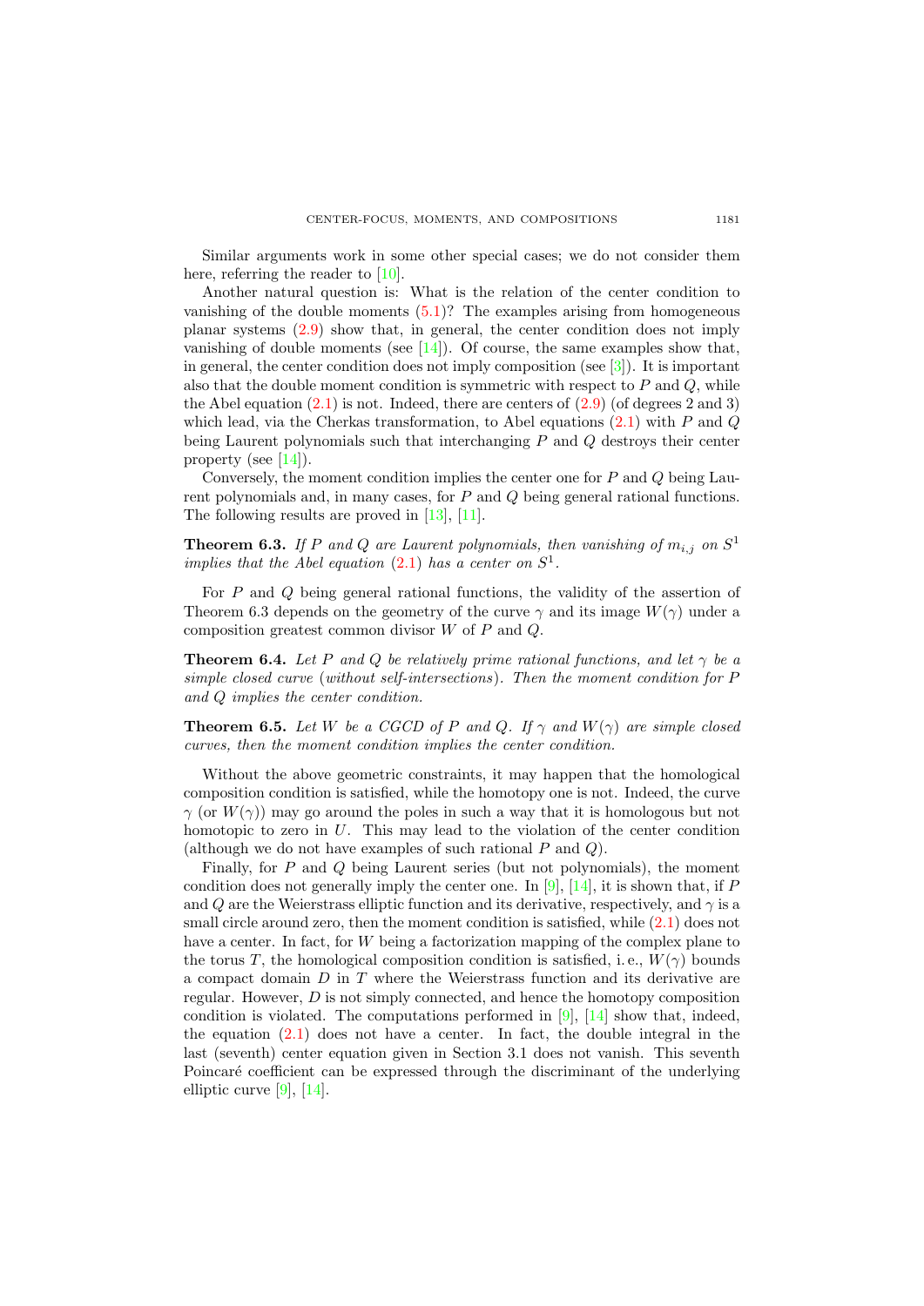Similar arguments work in some other special cases; we do not consider them here, referring the reader to [10].

Another natural question is: What is the relation of the center condition to vanishing of the double moments (5.1)? The examples arising from homogeneous planar systems (2.9) show that, in general, the center condition does not imply vanishing of double moments (see [14]). Of course, the same examples show that, in general, the center condition does not imply composition (see [3]). It is important also that the double moment condition is symmetric with respect to $P$ and $Q$, while the Abel equation (2.1) is not. Indeed, there are centers of (2.9) (of degrees 2 and 3) which lead, via the Cherkas transformation, to Abel equations (2.1) with $P$ and $Q$ being Laurent polynomials such that interchanging $P$ and $Q$ destroys their center property (see [14]).

Conversely, the moment condition implies the center one for $P$ and $Q$ being Laurent polynomials and, in many cases, for $P$ and $Q$ being general rational functions. The following results are proved in [13], [11].

**Theorem 6.3.** *If $P$ and $Q$ are Laurent polynomials, then vanishing of $m_{i,j}$ on $S^1$ implies that the Abel equation* (2.1) *has a center on $S^1$.*

For $P$ and $Q$ being general rational functions, the validity of the assertion of Theorem 6.3 depends on the geometry of the curve $\gamma$ and its image $W(\gamma)$ under a composition greatest common divisor $W$ of $P$ and $Q$.

**Theorem 6.4.** *Let $P$ and $Q$ be relatively prime rational functions, and let $\gamma$ be a simple closed curve* (*without self-intersections*)*. Then the moment condition for $P$ and $Q$ implies the center condition.*

**Theorem 6.5.** *Let $W$ be a CGCD of $P$ and $Q$. If $\gamma$ and $W(\gamma)$ are simple closed curves, then the moment condition implies the center condition.*

Without the above geometric constraints, it may happen that the homological composition condition is satisfied, while the homotopy one is not. Indeed, the curve $\gamma$ (or $W(\gamma)$) may go around the poles in such a way that it is homologous but not homotopic to zero in $U$. This may lead to the violation of the center condition (although we do not have examples of such rational $P$ and $Q$).

Finally, for $P$ and $Q$ being Laurent series (but not polynomials), the moment condition does not generally imply the center one. In [9], [14], it is shown that, if $P$ and $Q$ are the Weierstrass elliptic function and its derivative, respectively, and $\gamma$ is a small circle around zero, then the moment condition is satisfied, while (2.1) does not have a center. In fact, for $W$ being a factorization mapping of the complex plane to the torus $T$, the homological composition condition is satisfied, i. e., $W(\gamma)$ bounds a compact domain $D$ in $T$ where the Weierstrass function and its derivative are regular. However, $D$ is not simply connected, and hence the homotopy composition condition is violated. The computations performed in [9], [14] show that, indeed, the equation (2.1) does not have a center. In fact, the double integral in the last (seventh) center equation given in Section 3.1 does not vanish. This seventh Poincaré coefficient can be expressed through the discriminant of the underlying elliptic curve [9], [14].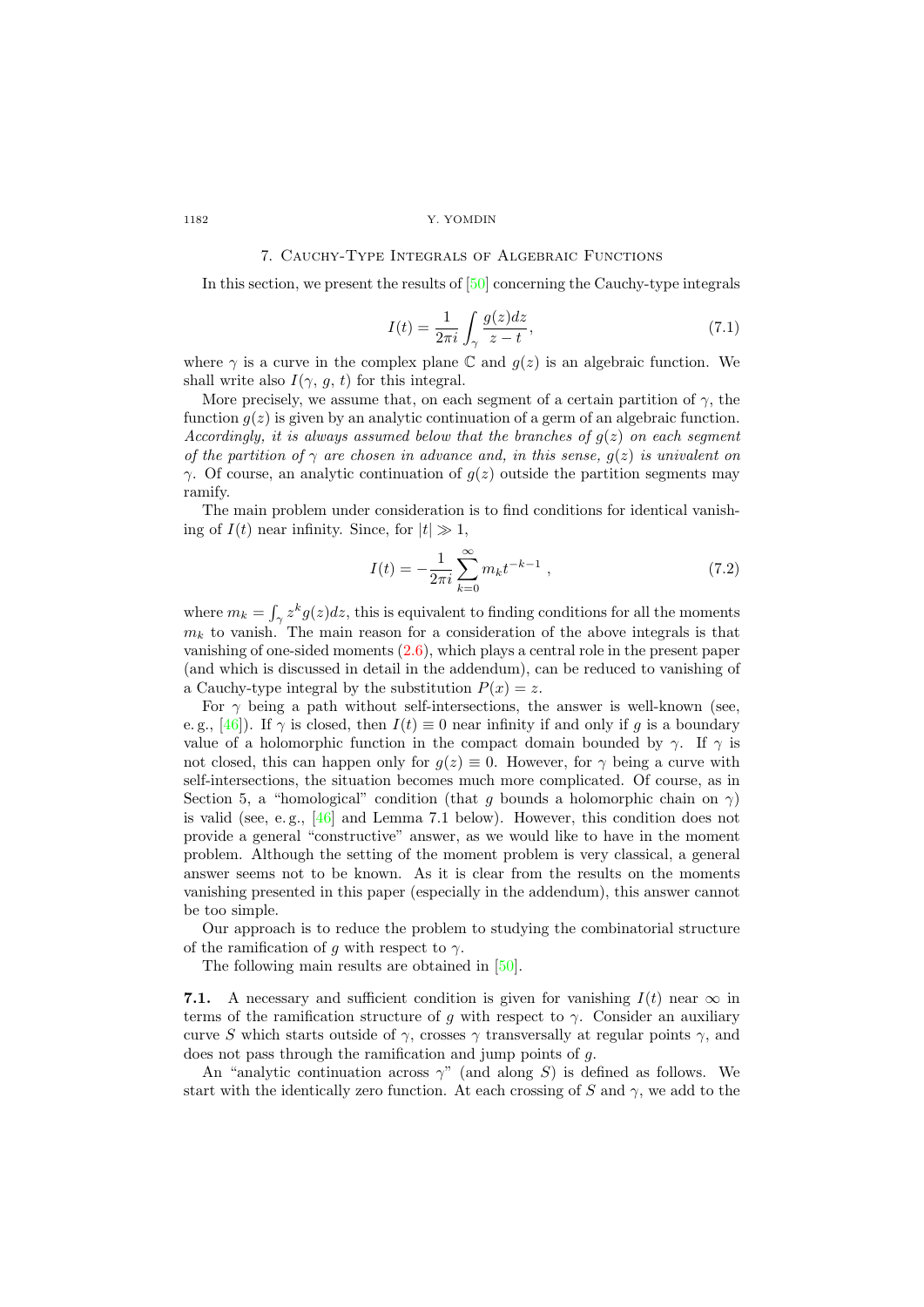## 7. Cauchy-Type Integrals of Algebraic Functions

In this section, we present the results of [50] concerning the Cauchy-type integrals

$$I(t) = \frac{1}{2\pi i} \int_{\gamma} \frac{g(z)dz}{z - t}, \tag{7.1}$$

where $\gamma$ is a curve in the complex plane $\mathbb{C}$ and $g(z)$ is an algebraic function. We shall write also $I(\gamma, g, t)$ for this integral.

More precisely, we assume that, on each segment of a certain partition of $\gamma$, the function $g(z)$ is given by an analytic continuation of a germ of an algebraic function. *Accordingly, it is always assumed below that the branches of $g(z)$ on each segment of the partition of $\gamma$ are chosen in advance and, in this sense, $g(z)$ is univalent on $\gamma$.* Of course, an analytic continuation of $g(z)$ outside the partition segments may ramify.

The main problem under consideration is to find conditions for identical vanishing of $I(t)$ near infinity. Since, for $|t| \gg 1$,

$$I(t) = -\frac{1}{2\pi i} \sum_{k=0}^{\infty} m_k t^{-k-1} , \tag{7.2}$$

where $m_k = \int_{\gamma} z^k g(z)dz$, this is equivalent to finding conditions for all the moments $m_k$ to vanish. The main reason for a consideration of the above integrals is that vanishing of one-sided moments (2.6), which plays a central role in the present paper (and which is discussed in detail in the addendum), can be reduced to vanishing of a Cauchy-type integral by the substitution $P(x) = z$.

For $\gamma$ being a path without self-intersections, the answer is well-known (see, e. g., [46]). If $\gamma$ is closed, then $I(t) \equiv 0$ near infinity if and only if $g$ is a boundary value of a holomorphic function in the compact domain bounded by $\gamma$. If $\gamma$ is not closed, this can happen only for $g(z) \equiv 0$. However, for $\gamma$ being a curve with self-intersections, the situation becomes much more complicated. Of course, as in Section 5, a "homological" condition (that $g$ bounds a holomorphic chain on $\gamma$) is valid (see, e. g., [46] and Lemma 7.1 below). However, this condition does not provide a general "constructive" answer, as we would like to have in the moment problem. Although the setting of the moment problem is very classical, a general answer seems not to be known. As it is clear from the results on the moments vanishing presented in this paper (especially in the addendum), this answer cannot be too simple.

Our approach is to reduce the problem to studying the combinatorial structure of the ramification of $g$ with respect to $\gamma$.

The following main results are obtained in [50].

**7.1.** A necessary and sufficient condition is given for vanishing $I(t)$ near $\infty$ in terms of the ramification structure of $g$ with respect to $\gamma$. Consider an auxiliary curve $S$ which starts outside of $\gamma$, crosses $\gamma$ transversally at regular points $\gamma$, and does not pass through the ramification and jump points of $g$.

An "analytic continuation across $\gamma$" (and along $S$) is defined as follows. We start with the identically zero function. At each crossing of $S$ and $\gamma$, we add to the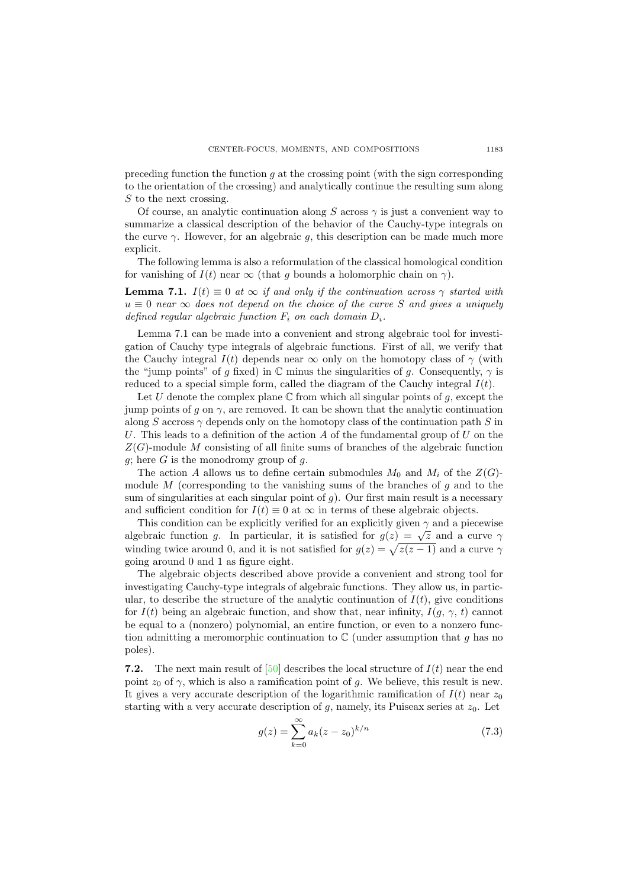preceding function the function $g$ at the crossing point (with the sign corresponding to the orientation of the crossing) and analytically continue the resulting sum along $S$ to the next crossing.

Of course, an analytic continuation along $S$ across $\gamma$ is just a convenient way to summarize a classical description of the behavior of the Cauchy-type integrals on the curve $\gamma$. However, for an algebraic $g$, this description can be made much more explicit.

The following lemma is also a reformulation of the classical homological condition for vanishing of $I(t)$ near $\infty$ (that $g$ bounds a holomorphic chain on $\gamma$).

**Lemma 7.1.** *$I(t) \equiv 0$ at $\infty$ if and only if the continuation across $\gamma$ started with $u \equiv 0$ near $\infty$ does not depend on the choice of the curve $S$ and gives a uniquely defined regular algebraic function $F_i$ on each domain $D_i$.*

Lemma 7.1 can be made into a convenient and strong algebraic tool for investigation of Cauchy type integrals of algebraic functions. First of all, we verify that the Cauchy integral $I(t)$ depends near $\infty$ only on the homotopy class of $\gamma$ (with the "jump points" of $g$ fixed) in $\mathbb{C}$ minus the singularities of $g$. Consequently, $\gamma$ is reduced to a special simple form, called the diagram of the Cauchy integral $I(t)$.

Let $U$ denote the complex plane $\mathbb{C}$ from which all singular points of $g$, except the jump points of $g$ on $\gamma$, are removed. It can be shown that the analytic continuation along $S$ accross $\gamma$ depends only on the homotopy class of the continuation path $S$ in $U$. This leads to a definition of the action $A$ of the fundamental group of $U$ on the $Z(G)$-module $M$ consisting of all finite sums of branches of the algebraic function $g$; here $G$ is the monodromy group of $g$.

The action $A$ allows us to define certain submodules $M_0$ and $M_i$ of the $Z(G)$-module $M$ (corresponding to the vanishing sums of the branches of $g$ and to the sum of singularities at each singular point of $g$). Our first main result is a necessary and sufficient condition for $I(t) \equiv 0$ at $\infty$ in terms of these algebraic objects.

This condition can be explicitly verified for an explicitly given $\gamma$ and a piecewise algebraic function $g$. In particular, it is satisfied for $g(z) = \sqrt{z}$ and a curve $\gamma$ winding twice around 0, and it is not satisfied for $g(z) = \sqrt{z(z-1)}$ and a curve $\gamma$ going around 0 and 1 as figure eight.

The algebraic objects described above provide a convenient and strong tool for investigating Cauchy-type integrals of algebraic functions. They allow us, in particular, to describe the structure of the analytic continuation of $I(t)$, give conditions for $I(t)$ being an algebraic function, and show that, near infinity, $I(g, \gamma, t)$ cannot be equal to a (nonzero) polynomial, an entire function, or even to a nonzero function admitting a meromorphic continuation to $\mathbb{C}$ (under assumption that $g$ has no poles).

**7.2.** The next main result of [50] describes the local structure of $I(t)$ near the end point $z_0$ of $\gamma$, which is also a ramification point of $g$. We believe, this result is new. It gives a very accurate description of the logarithmic ramification of $I(t)$ near $z_0$ starting with a very accurate description of $g$, namely, its Puiseax series at $z_0$. Let

$$g(z) = \sum_{k=0}^{\infty} a_k (z - z_0)^{k/n} \tag{7.3}$$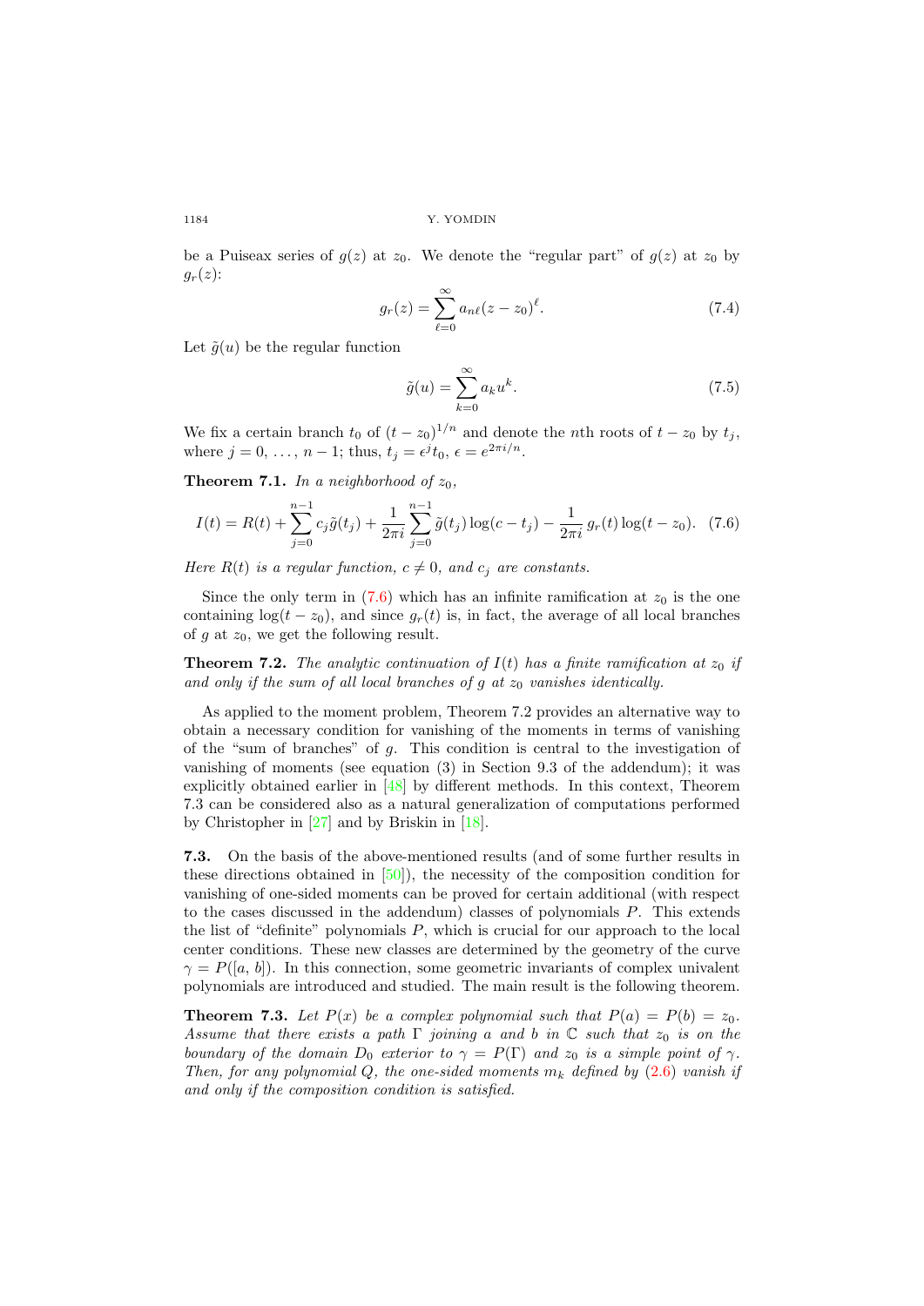be a Puiseax series of $g(z)$ at $z_0$. We denote the "regular part" of $g(z)$ at $z_0$ by $g_r(z)$:

$$g_r(z) = \sum_{\ell=0}^{\infty} a_{n\ell}(z - z_0)^{\ell}. \tag{7.4}$$

Let $\tilde{g}(u)$ be the regular function

$$\tilde{g}(u) = \sum_{k=0}^{\infty} a_k u^k. \tag{7.5}$$

We fix a certain branch $t_0$ of $(t - z_0)^{1/n}$ and denote the $n$th roots of $t - z_0$ by $t_j$, where $j = 0, \dots, n-1$; thus, $t_j = \epsilon^j t_0$, $\epsilon = e^{2\pi i/n}$.

**Theorem 7.1.** *In a neighborhood of* $z_0$,

$$I(t) = R(t) + \sum_{j=0}^{n-1} c_j \tilde{g}(t_j) + \frac{1}{2\pi i}\sum_{j=0}^{n-1} \tilde{g}(t_j)\log(c - t_j) - \frac{1}{2\pi i}\, g_r(t)\log(t - z_0). \tag{7.6}$$

*Here $R(t)$ is a regular function, $c \neq 0$, and $c_j$ are constants.*

Since the only term in (7.6) which has an infinite ramification at $z_0$ is the one containing $\log(t - z_0)$, and since $g_r(t)$ is, in fact, the average of all local branches of $g$ at $z_0$, we get the following result.

**Theorem 7.2.** *The analytic continuation of $I(t)$ has a finite ramification at $z_0$ if and only if the sum of all local branches of $g$ at $z_0$ vanishes identically.*

As applied to the moment problem, Theorem 7.2 provides an alternative way to obtain a necessary condition for vanishing of the moments in terms of vanishing of the "sum of branches" of $g$. This condition is central to the investigation of vanishing of moments (see equation (3) in Section 9.3 of the addendum); it was explicitly obtained earlier in [48] by different methods. In this context, Theorem 7.3 can be considered also as a natural generalization of computations performed by Christopher in [27] and by Briskin in [18].

**7.3.** On the basis of the above-mentioned results (and of some further results in these directions obtained in [50]), the necessity of the composition condition for vanishing of one-sided moments can be proved for certain additional (with respect to the cases discussed in the addendum) classes of polynomials $P$. This extends the list of "definite" polynomials $P$, which is crucial for our approach to the local center conditions. These new classes are determined by the geometry of the curve $\gamma = P([a, b])$. In this connection, some geometric invariants of complex univalent polynomials are introduced and studied. The main result is the following theorem.

**Theorem 7.3.** *Let $P(x)$ be a complex polynomial such that $P(a) = P(b) = z_0$. Assume that there exists a path $\Gamma$ joining $a$ and $b$ in $\mathbb{C}$ such that $z_0$ is on the boundary of the domain $D_0$ exterior to $\gamma = P(\Gamma)$ and $z_0$ is a simple point of $\gamma$. Then, for any polynomial $Q$, the one-sided moments $m_k$ defined by (2.6) vanish if and only if the composition condition is satisfied.*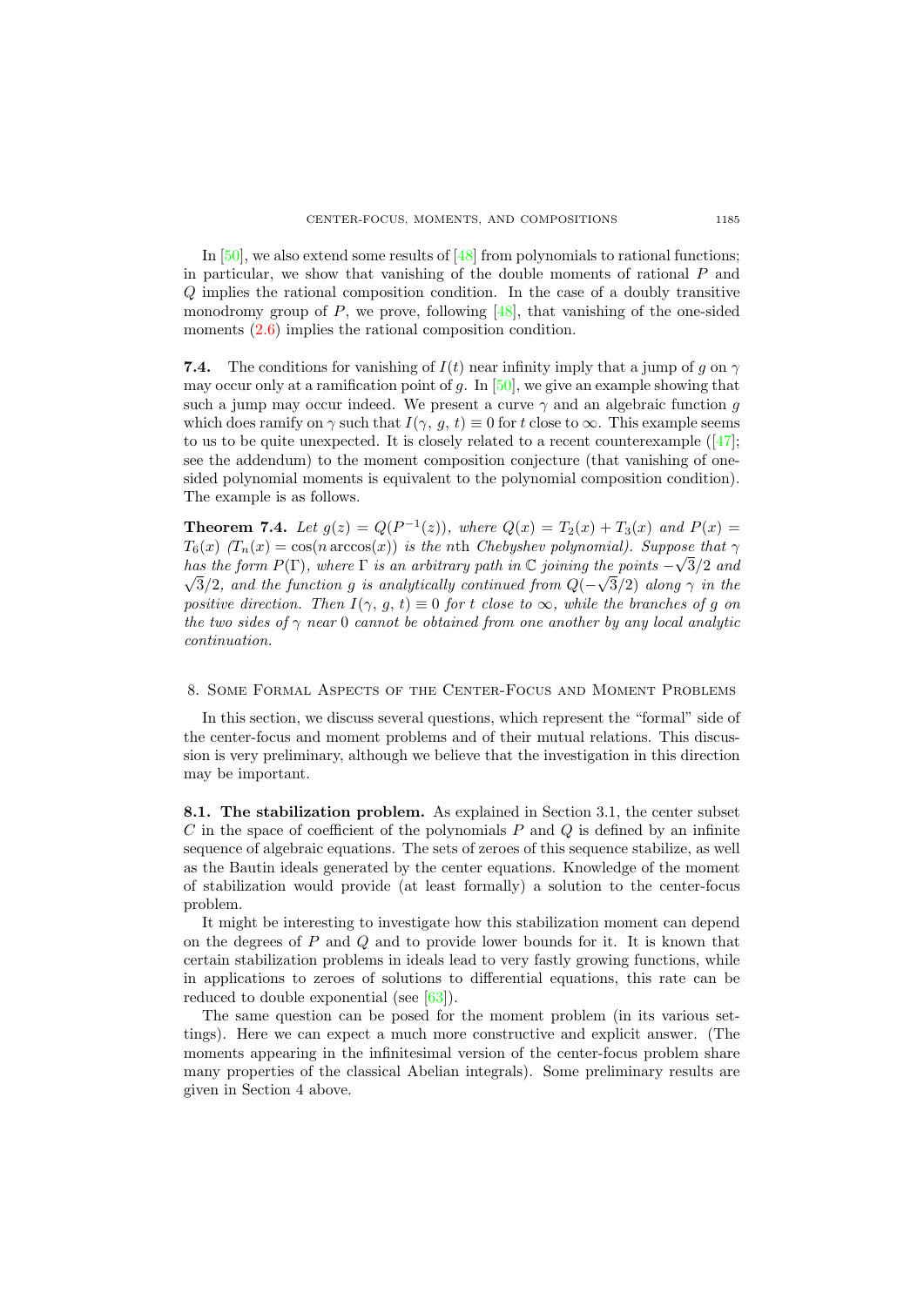In [50], we also extend some results of [48] from polynomials to rational functions; in particular, we show that vanishing of the double moments of rational $P$ and $Q$ implies the rational composition condition. In the case of a doubly transitive monodromy group of $P$, we prove, following [48], that vanishing of the one-sided moments (2.6) implies the rational composition condition.

**7.4.** The conditions for vanishing of $I(t)$ near infinity imply that a jump of $g$ on $\gamma$ may occur only at a ramification point of $g$. In [50], we give an example showing that such a jump may occur indeed. We present a curve $\gamma$ and an algebraic function $g$ which does ramify on $\gamma$ such that $I(\gamma, g, t) \equiv 0$ for $t$ close to $\infty$. This example seems to us to be quite unexpected. It is closely related to a recent counterexample ([47]; see the addendum) to the moment composition conjecture (that vanishing of one-sided polynomial moments is equivalent to the polynomial composition condition). The example is as follows.

**Theorem 7.4.** *Let $g(z) = Q(P^{-1}(z))$, where $Q(x) = T_2(x) + T_3(x)$ and $P(x) = T_6(x)$ ($T_n(x) = \cos(n \arccos(x))$ is the $n$th Chebyshev polynomial). Suppose that $\gamma$ has the form $P(\Gamma)$, where $\Gamma$ is an arbitrary path in $\mathbb{C}$ joining the points $-\sqrt{3}/2$ and $\sqrt{3}/2$, and the function $g$ is analytically continued from $Q(-\sqrt{3}/2)$ along $\gamma$ in the positive direction. Then $I(\gamma, g, t) \equiv 0$ for $t$ close to $\infty$, while the branches of $g$ on the two sides of $\gamma$ near $0$ cannot be obtained from one another by any local analytic continuation.*

## 8. Some Formal Aspects of the Center-Focus and Moment Problems

In this section, we discuss several questions, which represent the "formal" side of the center-focus and moment problems and of their mutual relations. This discussion is very preliminary, although we believe that the investigation in this direction may be important.

**8.1. The stabilization problem.** As explained in Section 3.1, the center subset $C$ in the space of coefficient of the polynomials $P$ and $Q$ is defined by an infinite sequence of algebraic equations. The sets of zeroes of this sequence stabilize, as well as the Bautin ideals generated by the center equations. Knowledge of the moment of stabilization would provide (at least formally) a solution to the center-focus problem.

It might be interesting to investigate how this stabilization moment can depend on the degrees of $P$ and $Q$ and to provide lower bounds for it. It is known that certain stabilization problems in ideals lead to very fastly growing functions, while in applications to zeroes of solutions to differential equations, this rate can be reduced to double exponential (see [63]).

The same question can be posed for the moment problem (in its various settings). Here we can expect a much more constructive and explicit answer. (The moments appearing in the infinitesimal version of the center-focus problem share many properties of the classical Abelian integrals). Some preliminary results are given in Section 4 above.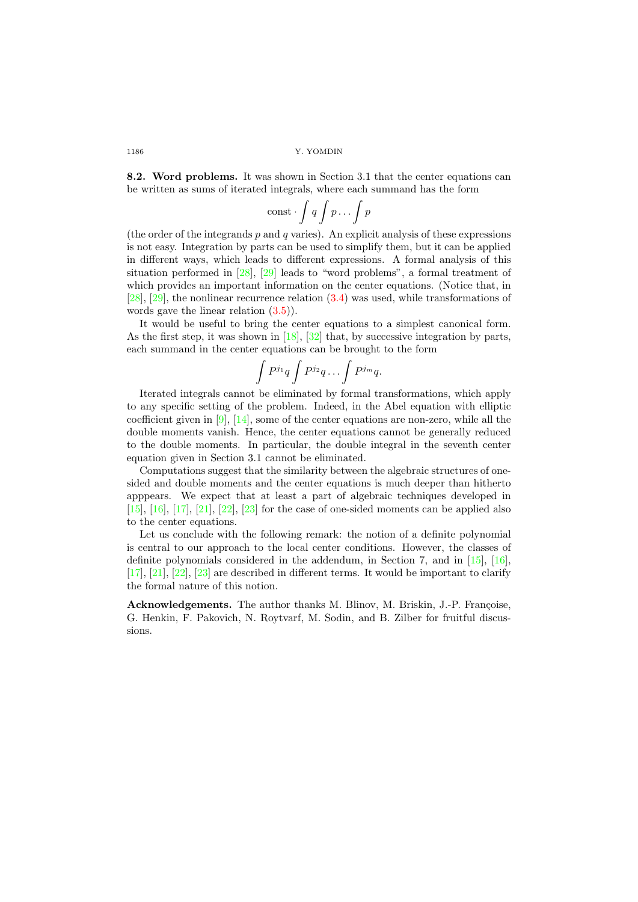**8.2. Word problems.** It was shown in Section 3.1 that the center equations can be written as sums of iterated integrals, where each summand has the form

$$\text{const} \cdot \int q \int p \ldots \int p$$

(the order of the integrands $p$ and $q$ varies). An explicit analysis of these expressions is not easy. Integration by parts can be used to simplify them, but it can be applied in different ways, which leads to different expressions. A formal analysis of this situation performed in [28], [29] leads to "word problems", a formal treatment of which provides an important information on the center equations. (Notice that, in [28], [29], the nonlinear recurrence relation (3.4) was used, while transformations of words gave the linear relation (3.5)).

It would be useful to bring the center equations to a simplest canonical form. As the first step, it was shown in [18], [32] that, by successive integration by parts, each summand in the center equations can be brought to the form

$$\int P^{j_1} q \int P^{j_2} q \ldots \int P^{j_m} q.$$

Iterated integrals cannot be eliminated by formal transformations, which apply to any specific setting of the problem. Indeed, in the Abel equation with elliptic coefficient given in [9], [14], some of the center equations are non-zero, while all the double moments vanish. Hence, the center equations cannot be generally reduced to the double moments. In particular, the double integral in the seventh center equation given in Section 3.1 cannot be eliminated.

Computations suggest that the similarity between the algebraic structures of one-sided and double moments and the center equations is much deeper than hitherto apppears. We expect that at least a part of algebraic techniques developed in [15], [16], [17], [21], [22], [23] for the case of one-sided moments can be applied also to the center equations.

Let us conclude with the following remark: the notion of a definite polynomial is central to our approach to the local center conditions. However, the classes of definite polynomials considered in the addendum, in Section 7, and in [15], [16], [17], [21], [22], [23] are described in different terms. It would be important to clarify the formal nature of this notion.

**Acknowledgements.** The author thanks M. Blinov, M. Briskin, J.-P. Françoise, G. Henkin, F. Pakovich, N. Roytvarf, M. Sodin, and B. Zilber for fruitful discussions.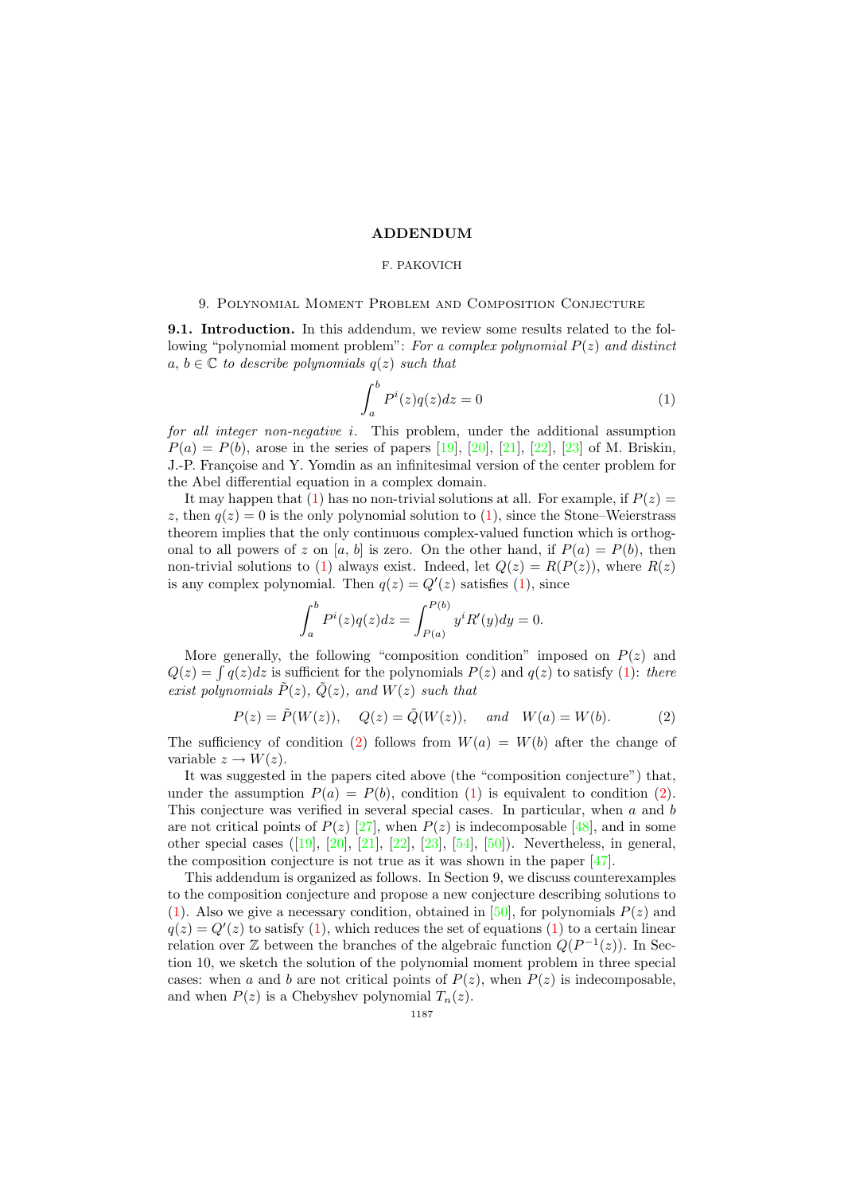# ADDENDUM

F. PAKOVICH

## 9. Polynomial Moment Problem and Composition Conjecture

**9.1. Introduction.** In this addendum, we review some results related to the following "polynomial moment problem": *For a complex polynomial $P(z)$ and distinct $a$, $b \in \mathbb{C}$ to describe polynomials $q(z)$ such that*

$$\int_a^b P^i(z)q(z)dz = 0 \tag{1}$$

*for all integer non-negative $i$.* This problem, under the additional assumption $P(a) = P(b)$, arose in the series of papers [19], [20], [21], [22], [23] of M. Briskin, J.-P. Françoise and Y. Yomdin as an infinitesimal version of the center problem for the Abel differential equation in a complex domain.

It may happen that (1) has no non-trivial solutions at all. For example, if $P(z) = z$, then $q(z) = 0$ is the only polynomial solution to (1), since the Stone–Weierstrass theorem implies that the only continuous complex-valued function which is orthogonal to all powers of $z$ on $[a, b]$ is zero. On the other hand, if $P(a) = P(b)$, then non-trivial solutions to (1) always exist. Indeed, let $Q(z) = R(P(z))$, where $R(z)$ is any complex polynomial. Then $q(z) = Q'(z)$ satisfies (1), since

$$\int_a^b P^i(z)q(z)dz = \int_{P(a)}^{P(b)} y^i R'(y)dy = 0.$$

More generally, the following "composition condition" imposed on $P(z)$ and $Q(z) = \int q(z)dz$ is sufficient for the polynomials $P(z)$ and $q(z)$ to satisfy (1): *there exist polynomials $\tilde{P}(z)$, $\tilde{Q}(z)$, and $W(z)$ such that*

$$P(z) = \tilde{P}(W(z)), \quad Q(z) = \tilde{Q}(W(z)), \quad \textit{and} \quad W(a) = W(b). \tag{2}$$

The sufficiency of condition (2) follows from $W(a) = W(b)$ after the change of variable $z \to W(z)$.

It was suggested in the papers cited above (the "composition conjecture") that, under the assumption $P(a) = P(b)$, condition (1) is equivalent to condition (2). This conjecture was verified in several special cases. In particular, when $a$ and $b$ are not critical points of $P(z)$ [27], when $P(z)$ is indecomposable [48], and in some other special cases ([19], [20], [21], [22], [23], [54], [50]). Nevertheless, in general, the composition conjecture is not true as it was shown in the paper [47].

This addendum is organized as follows. In Section 9, we discuss counterexamples to the composition conjecture and propose a new conjecture describing solutions to (1). Also we give a necessary condition, obtained in [50], for polynomials $P(z)$ and $q(z) = Q'(z)$ to satisfy (1), which reduces the set of equations (1) to a certain linear relation over $\mathbb{Z}$ between the branches of the algebraic function $Q(P^{-1}(z))$. In Section 10, we sketch the solution of the polynomial moment problem in three special cases: when $a$ and $b$ are not critical points of $P(z)$, when $P(z)$ is indecomposable, and when $P(z)$ is a Chebyshev polynomial $T_n(z)$.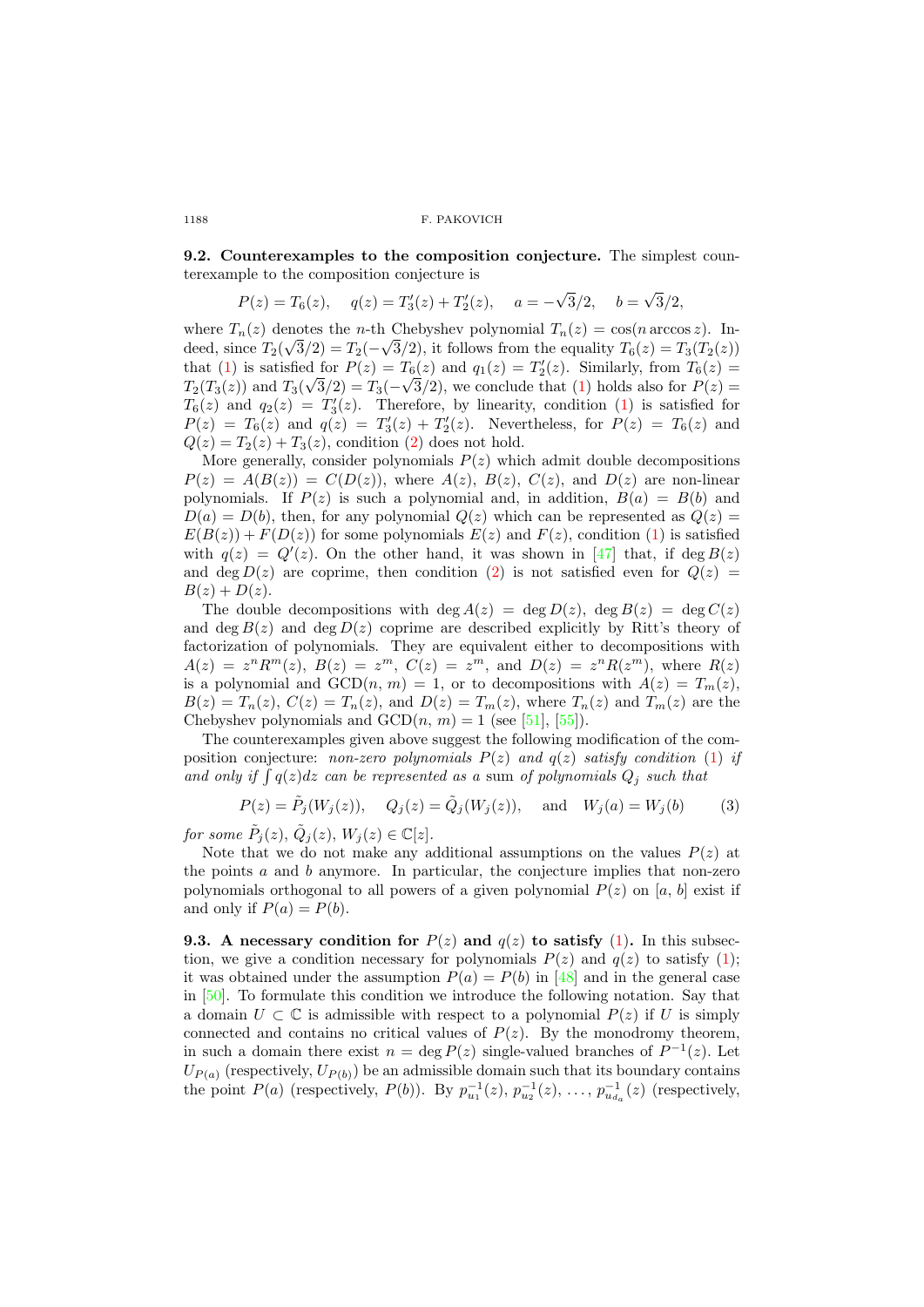**9.2. Counterexamples to the composition conjecture.** The simplest counterexample to the composition conjecture is

$$P(z) = T_6(z), \quad q(z) = T_3'(z) + T_2'(z), \quad a = -\sqrt{3}/2, \quad b = \sqrt{3}/2,$$

where $T_n(z)$ denotes the $n$-th Chebyshev polynomial $T_n(z) = \cos(n \arccos z)$. Indeed, since $T_2(\sqrt{3}/2) = T_2(-\sqrt{3}/2)$, it follows from the equality $T_6(z) = T_3(T_2(z))$ that (1) is satisfied for $P(z) = T_6(z)$ and $q_1(z) = T_2'(z)$. Similarly, from $T_6(z) = T_2(T_3(z))$ and $T_3(\sqrt{3}/2) = T_3(-\sqrt{3}/2)$, we conclude that (1) holds also for $P(z) = T_6(z)$ and $q_2(z) = T_3'(z)$. Therefore, by linearity, condition (1) is satisfied for $P(z) = T_6(z)$ and $q(z) = T_3'(z) + T_2'(z)$. Nevertheless, for $P(z) = T_6(z)$ and $Q(z) = T_2(z) + T_3(z)$, condition (2) does not hold.

More generally, consider polynomials $P(z)$ which admit double decompositions $P(z) = A(B(z)) = C(D(z))$, where $A(z)$, $B(z)$, $C(z)$, and $D(z)$ are non-linear polynomials. If $P(z)$ is such a polynomial and, in addition, $B(a) = B(b)$ and $D(a) = D(b)$, then, for any polynomial $Q(z)$ which can be represented as $Q(z) = E(B(z)) + F(D(z))$ for some polynomials $E(z)$ and $F(z)$, condition (1) is satisfied with $q(z) = Q'(z)$. On the other hand, it was shown in [47] that, if $\deg B(z)$ and $\deg D(z)$ are coprime, then condition (2) is not satisfied even for $Q(z) = B(z) + D(z)$.

The double decompositions with $\deg A(z) = \deg D(z)$, $\deg B(z) = \deg C(z)$ and $\deg B(z)$ and $\deg D(z)$ coprime are described explicitly by Ritt's theory of factorization of polynomials. They are equivalent either to decompositions with $A(z) = z^n R^m(z)$, $B(z) = z^m$, $C(z) = z^m$, and $D(z) = z^n R(z^m)$, where $R(z)$ is a polynomial and $\mathrm{GCD}(n, m) = 1$, or to decompositions with $A(z) = T_m(z)$, $B(z) = T_n(z)$, $C(z) = T_n(z)$, and $D(z) = T_m(z)$, where $T_n(z)$ and $T_m(z)$ are the Chebyshev polynomials and $\mathrm{GCD}(n, m) = 1$ (see [51], [55]).

The counterexamples given above suggest the following modification of the composition conjecture: *non-zero polynomials $P(z)$ and $q(z)$ satisfy condition (1) if and only if $\int q(z)dz$ can be represented as a sum of polynomials $Q_j$ such that*

$$P(z) = \tilde{P}_j(W_j(z)), \quad Q_j(z) = \tilde{Q}_j(W_j(z)), \quad \text{and} \quad W_j(a) = W_j(b) \tag{3}$$

*for some $\tilde{P}_j(z)$, $\tilde{Q}_j(z)$, $W_j(z) \in \mathbb{C}[z]$.*

Note that we do not make any additional assumptions on the values $P(z)$ at the points $a$ and $b$ anymore. In particular, the conjecture implies that non-zero polynomials orthogonal to all powers of a given polynomial $P(z)$ on $[a, b]$ exist if and only if $P(a) = P(b)$.

**9.3. A necessary condition for $P(z)$ and $q(z)$ to satisfy (1).** In this subsection, we give a condition necessary for polynomials $P(z)$ and $q(z)$ to satisfy (1); it was obtained under the assumption $P(a) = P(b)$ in [48] and in the general case in [50]. To formulate this condition we introduce the following notation. Say that a domain $U \subset \mathbb{C}$ is admissible with respect to a polynomial $P(z)$ if $U$ is simply connected and contains no critical values of $P(z)$. By the monodromy theorem, in such a domain there exist $n = \deg P(z)$ single-valued branches of $P^{-1}(z)$. Let $U_{P(a)}$ (respectively, $U_{P(b)}$) be an admissible domain such that its boundary contains the point $P(a)$ (respectively, $P(b)$). By $p_{u_1}^{-1}(z), p_{u_2}^{-1}(z), \ldots, p_{u_{d_a}}^{-1}(z)$ (respectively,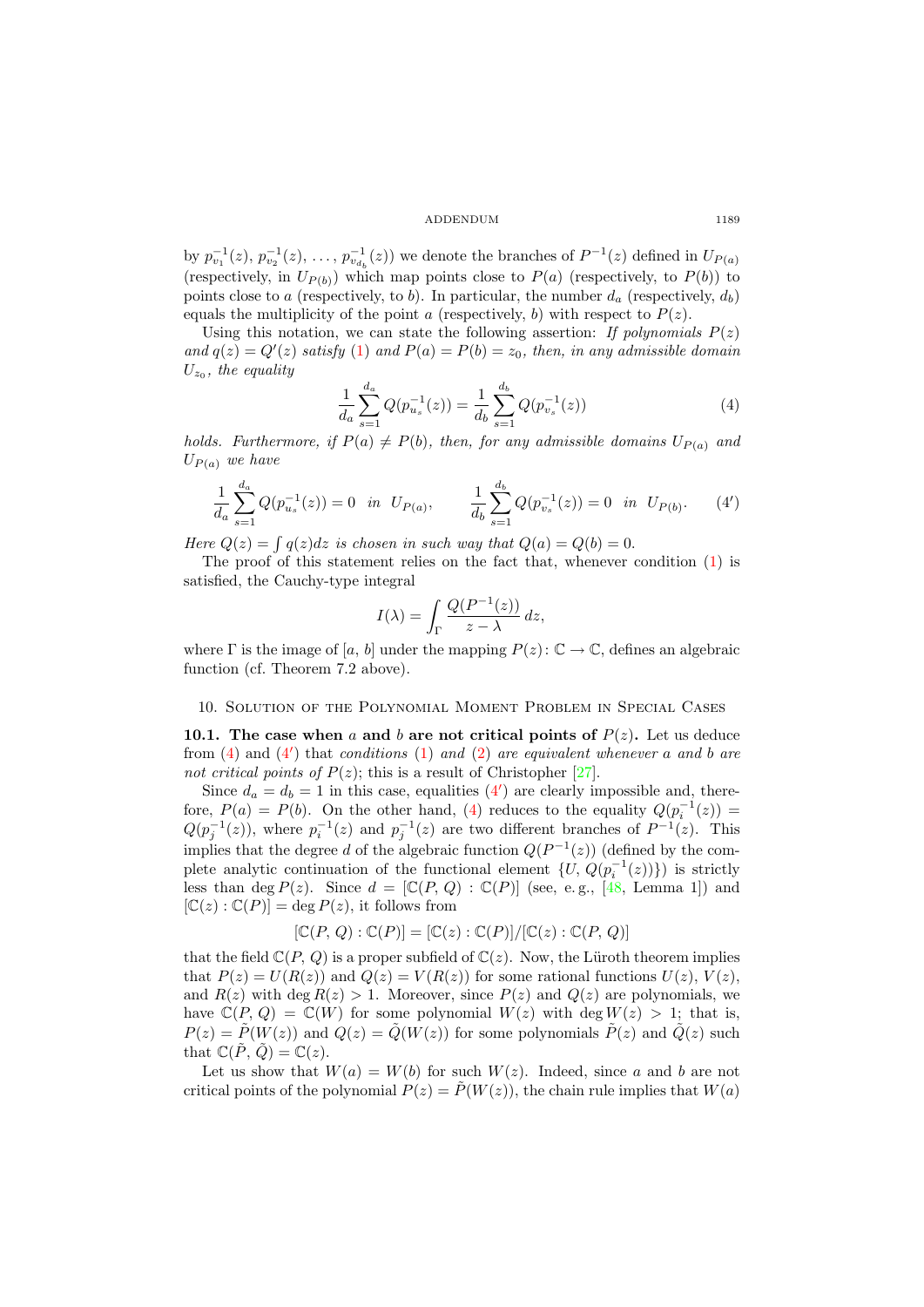by $p_{v_1}^{-1}(z)$, $p_{v_2}^{-1}(z)$, …, $p_{v_{d_b}}^{-1}(z)$) we denote the branches of $P^{-1}(z)$ defined in $U_{P(a)}$ (respectively, in $U_{P(b)}$) which map points close to $P(a)$ (respectively, to $P(b)$) to points close to $a$ (respectively, to $b$). In particular, the number $d_a$ (respectively, $d_b$) equals the multiplicity of the point $a$ (respectively, $b$) with respect to $P(z)$.

Using this notation, we can state the following assertion: *If polynomials $P(z)$ and $q(z) = Q'(z)$ satisfy* (1) *and $P(a) = P(b) = z_0$, then, in any admissible domain $U_{z_0}$, the equality*

$$\frac{1}{d_a}\sum_{s=1}^{d_a} Q(p_{u_s}^{-1}(z)) = \frac{1}{d_b}\sum_{s=1}^{d_b} Q(p_{v_s}^{-1}(z)) \tag{4}$$

*holds. Furthermore, if $P(a) \neq P(b)$, then, for any admissible domains $U_{P(a)}$ and $U_{P(a)}$ we have*

$$\frac{1}{d_a}\sum_{s=1}^{d_a} Q(p_{u_s}^{-1}(z)) = 0 \quad \text{in} \quad U_{P(a)}, \qquad \frac{1}{d_b}\sum_{s=1}^{d_b} Q(p_{v_s}^{-1}(z)) = 0 \quad \text{in} \quad U_{P(b)}. \tag{4'}$$

*Here $Q(z) = \int q(z)dz$ is chosen in such way that $Q(a) = Q(b) = 0$.*

The proof of this statement relies on the fact that, whenever condition (1) is satisfied, the Cauchy-type integral

$$I(\lambda) = \int_\Gamma \frac{Q(P^{-1}(z))}{z-\lambda}\,dz,$$

where $\Gamma$ is the image of $[a, b]$ under the mapping $P(z)\colon \mathbb{C} \to \mathbb{C}$, defines an algebraic function (cf. Theorem 7.2 above).

## 10. Solution of the Polynomial Moment Problem in Special Cases

**10.1. The case when $a$ and $b$ are not critical points of $P(z)$.** Let us deduce from (4) and (4′) that *conditions* (1) *and* (2) *are equivalent whenever $a$ and $b$ are not critical points of $P(z)$*; this is a result of Christopher [27].

Since $d_a = d_b = 1$ in this case, equalities (4′) are clearly impossible and, therefore, $P(a) = P(b)$. On the other hand, (4) reduces to the equality $Q(p_i^{-1}(z)) = Q(p_j^{-1}(z))$, where $p_i^{-1}(z)$ and $p_j^{-1}(z)$ are two different branches of $P^{-1}(z)$. This implies that the degree $d$ of the algebraic function $Q(P^{-1}(z))$ (defined by the complete analytic continuation of the functional element $\{U, Q(p_i^{-1}(z))\}$) is strictly less than $\deg P(z)$. Since $d = [\mathbb{C}(P, Q) : \mathbb{C}(P)]$ (see, e.g., [48, Lemma 1]) and $[\mathbb{C}(z) : \mathbb{C}(P)] = \deg P(z)$, it follows from

$$[\mathbb{C}(P, Q) : \mathbb{C}(P)] = [\mathbb{C}(z) : \mathbb{C}(P)]/[\mathbb{C}(z) : \mathbb{C}(P, Q)]$$

that the field $\mathbb{C}(P, Q)$ is a proper subfield of $\mathbb{C}(z)$. Now, the Lüroth theorem implies that $P(z) = U(R(z))$ and $Q(z) = V(R(z))$ for some rational functions $U(z)$, $V(z)$, and $R(z)$ with $\deg R(z) > 1$. Moreover, since $P(z)$ and $Q(z)$ are polynomials, we have $\mathbb{C}(P, Q) = \mathbb{C}(W)$ for some polynomial $W(z)$ with $\deg W(z) > 1$; that is, $P(z) = \tilde{P}(W(z))$ and $Q(z) = \tilde{Q}(W(z))$ for some polynomials $\tilde{P}(z)$ and $\tilde{Q}(z)$ such that $\mathbb{C}(\tilde{P}, \tilde{Q}) = \mathbb{C}(z)$.

Let us show that $W(a) = W(b)$ for such $W(z)$. Indeed, since $a$ and $b$ are not critical points of the polynomial $P(z) = \tilde{P}(W(z))$, the chain rule implies that $W(a)$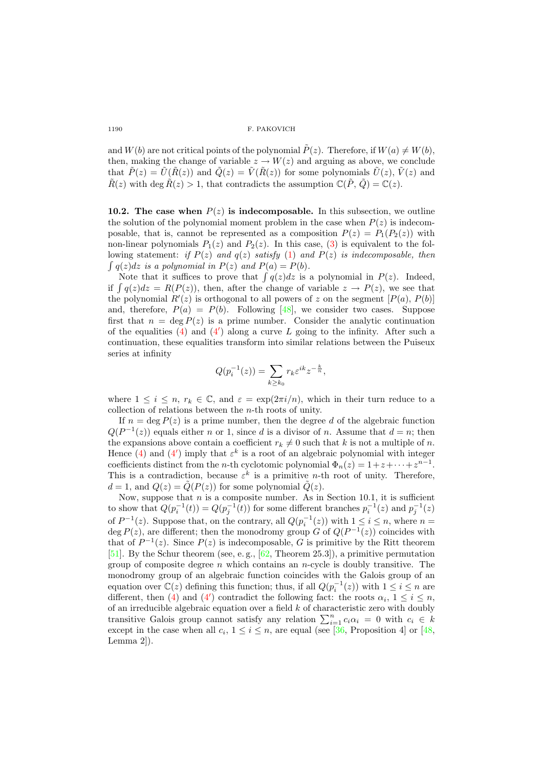and $W(b)$ are not critical points of the polynomial $\tilde{P}(z)$. Therefore, if $W(a) \neq W(b)$, then, making the change of variable $z \to W(z)$ and arguing as above, we conclude that $\tilde{P}(z) = \tilde{U}(\tilde{R}(z))$ and $\tilde{Q}(z) = \tilde{V}(\tilde{R}(z))$ for some polynomials $\tilde{U}(z)$, $\tilde{V}(z)$ and $\tilde{R}(z)$ with $\deg \tilde{R}(z) > 1$, that contradicts the assumption $\mathbb{C}(\tilde{P}, \tilde{Q}) = \mathbb{C}(z)$.

**10.2. The case when $P(z)$ is indecomposable.** In this subsection, we outline the solution of the polynomial moment problem in the case when $P(z)$ is indecomposable, that is, cannot be represented as a composition $P(z) = P_1(P_2(z))$ with non-linear polynomials $P_1(z)$ and $P_2(z)$. In this case, (3) is equivalent to the following statement: *if $P(z)$ and $q(z)$ satisfy* (1) *and $P(z)$ is indecomposable, then $\int q(z)dz$ is a polynomial in $P(z)$ and $P(a) = P(b)$.*

Note that it suffices to prove that $\int q(z)dz$ is a polynomial in $P(z)$. Indeed, if $\int q(z)dz = R(P(z))$, then, after the change of variable $z \to P(z)$, we see that the polynomial $R'(z)$ is orthogonal to all powers of $z$ on the segment $[P(a), P(b)]$ and, therefore, $P(a) = P(b)$. Following [48], we consider two cases. Suppose first that $n = \deg P(z)$ is a prime number. Consider the analytic continuation of the equalities (4) and (4′) along a curve $L$ going to the infinity. After such a continuation, these equalities transform into similar relations between the Puiseux series at infinity

$$Q(p_i^{-1}(z)) = \sum_{k \geq k_0} r_k \varepsilon^{ik} z^{-\frac{k}{n}},$$

where $1 \leq i \leq n$, $r_k \in \mathbb{C}$, and $\varepsilon = \exp(2\pi i/n)$, which in their turn reduce to a collection of relations between the $n$-th roots of unity.

If $n = \deg P(z)$ is a prime number, then the degree $d$ of the algebraic function $Q(P^{-1}(z))$ equals either $n$ or 1, since $d$ is a divisor of $n$. Assume that $d = n$; then the expansions above contain a coefficient $r_k \neq 0$ such that $k$ is not a multiple of $n$. Hence (4) and (4′) imply that $\varepsilon^k$ is a root of an algebraic polynomial with integer coefficients distinct from the $n$-th cyclotomic polynomial $\Phi_n(z) = 1 + z + \cdots + z^{n-1}$. This is a contradiction, because $\varepsilon^k$ is a primitive $n$-th root of unity. Therefore, $d = 1$, and $Q(z) = \tilde{Q}(P(z))$ for some polynomial $\tilde{Q}(z)$.

Now, suppose that $n$ is a composite number. As in Section 10.1, it is sufficient to show that $Q(p_i^{-1}(t)) = Q(p_j^{-1}(t))$ for some different branches $p_i^{-1}(z)$ and $p_j^{-1}(z)$ of $P^{-1}(z)$. Suppose that, on the contrary, all $Q(p_i^{-1}(z))$ with $1 \leq i \leq n$, where $n = \deg P(z)$, are different; then the monodromy group $G$ of $Q(P^{-1}(z))$ coincides with that of $P^{-1}(z)$. Since $P(z)$ is indecomposable, $G$ is primitive by the Ritt theorem [51]. By the Schur theorem (see, e. g., [62, Theorem 25.3]), a primitive permutation group of composite degree $n$ which contains an $n$-cycle is doubly transitive. The monodromy group of an algebraic function coincides with the Galois group of an equation over $\mathbb{C}(z)$ defining this function; thus, if all $Q(p_i^{-1}(z))$ with $1 \leq i \leq n$ are different, then (4) and (4′) contradict the following fact: the roots $\alpha_i$, $1 \leq i \leq n$, of an irreducible algebraic equation over a field $k$ of characteristic zero with doubly transitive Galois group cannot satisfy any relation $\sum_{i=1}^{n} c_i \alpha_i = 0$ with $c_i \in k$ except in the case when all $c_i$, $1 \leq i \leq n$, are equal (see [36, Proposition 4] or [48, Lemma 2]).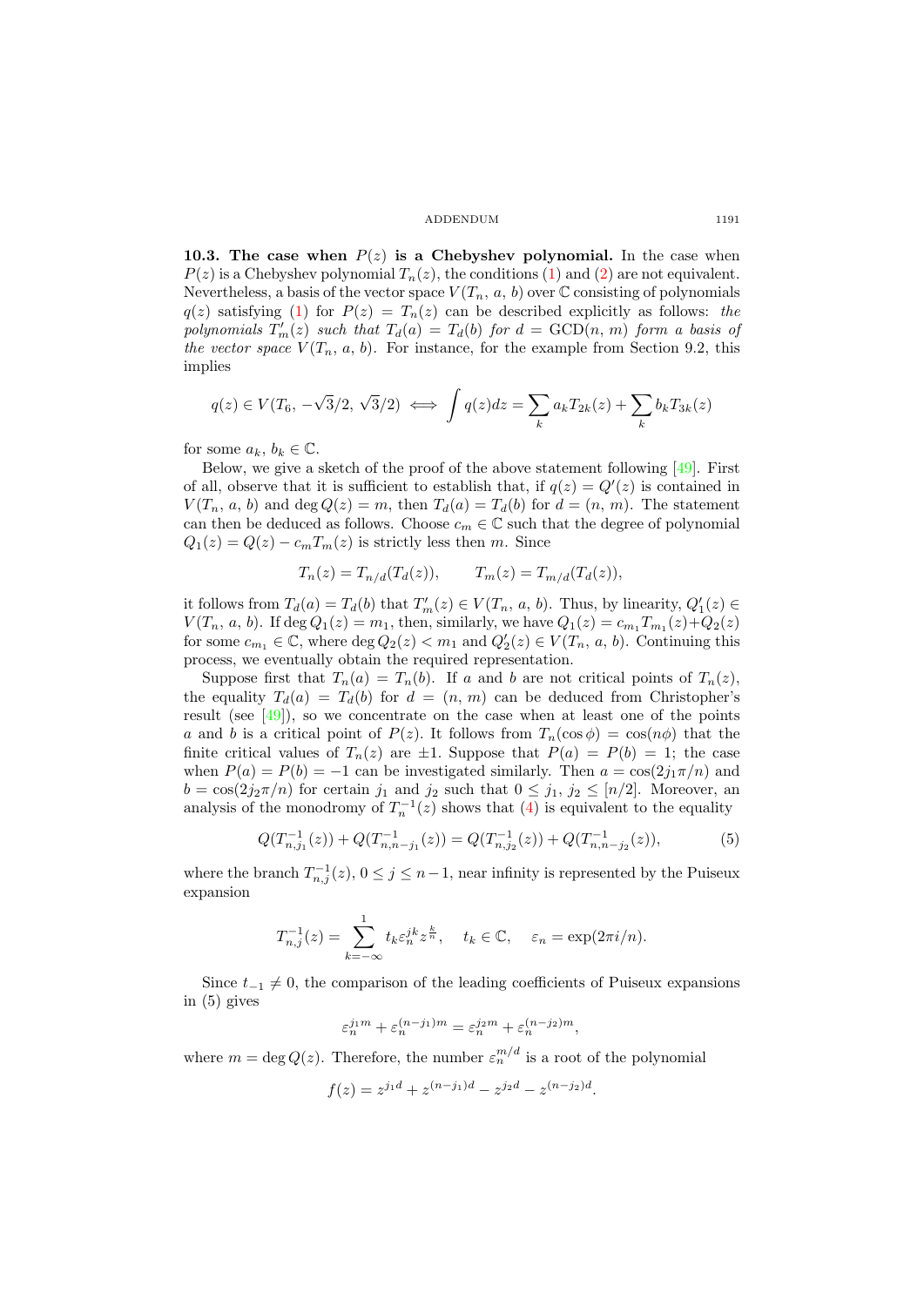**10.3. The case when $P(z)$ is a Chebyshev polynomial.** In the case when $P(z)$ is a Chebyshev polynomial $T_n(z)$, the conditions (1) and (2) are not equivalent. Nevertheless, a basis of the vector space $V(T_n,\, a,\, b)$ over $\mathbb{C}$ consisting of polynomials $q(z)$ satisfying (1) for $P(z) = T_n(z)$ can be described explicitly as follows: *the polynomials $T'_m(z)$ such that $T_d(a) = T_d(b)$ for $d = \mathrm{GCD}(n,\, m)$ form a basis of the vector space $V(T_n,\, a,\, b)$.* For instance, for the example from Section 9.2, this implies

$$q(z) \in V(T_6,\, -\sqrt{3}/2,\, \sqrt{3}/2) \iff \int q(z)dz = \sum_k a_k T_{2k}(z) + \sum_k b_k T_{3k}(z)$$

for some $a_k,\, b_k \in \mathbb{C}$.

Below, we give a sketch of the proof of the above statement following [49]. First of all, observe that it is sufficient to establish that, if $q(z) = Q'(z)$ is contained in $V(T_n,\, a,\, b)$ and $\deg Q(z) = m$, then $T_d(a) = T_d(b)$ for $d = (n,\, m)$. The statement can then be deduced as follows. Choose $c_m \in \mathbb{C}$ such that the degree of polynomial $Q_1(z) = Q(z) - c_m T_m(z)$ is strictly less then $m$. Since

$$T_n(z) = T_{n/d}(T_d(z)), \qquad T_m(z) = T_{m/d}(T_d(z)),$$

it follows from $T_d(a) = T_d(b)$ that $T'_m(z) \in V(T_n,\, a,\, b)$. Thus, by linearity, $Q'_1(z) \in V(T_n,\, a,\, b)$. If $\deg Q_1(z) = m_1$, then, similarly, we have $Q_1(z) = c_{m_1} T_{m_1}(z) + Q_2(z)$ for some $c_{m_1} \in \mathbb{C}$, where $\deg Q_2(z) < m_1$ and $Q'_2(z) \in V(T_n,\, a,\, b)$. Continuing this process, we eventually obtain the required representation.

Suppose first that $T_n(a) = T_n(b)$. If $a$ and $b$ are not critical points of $T_n(z)$, the equality $T_d(a) = T_d(b)$ for $d = (n,\, m)$ can be deduced from Christopher's result (see [49]), so we concentrate on the case when at least one of the points $a$ and $b$ is a critical point of $P(z)$. It follows from $T_n(\cos\phi) = \cos(n\phi)$ that the finite critical values of $T_n(z)$ are $\pm 1$. Suppose that $P(a) = P(b) = 1$; the case when $P(a) = P(b) = -1$ can be investigated similarly. Then $a = \cos(2j_1\pi/n)$ and $b = \cos(2j_2\pi/n)$ for certain $j_1$ and $j_2$ such that $0 \le j_1,\, j_2 \le [n/2]$. Moreover, an analysis of the monodromy of $T_n^{-1}(z)$ shows that (4) is equivalent to the equality

$$Q(T^{-1}_{n,j_1}(z)) + Q(T^{-1}_{n,n-j_1}(z)) = Q(T^{-1}_{n,j_2}(z)) + Q(T^{-1}_{n,n-j_2}(z)), \tag{5}$$

where the branch $T^{-1}_{n,j}(z)$, $0 \le j \le n-1$, near infinity is represented by the Puiseux expansion

$$T^{-1}_{n,j}(z) = \sum_{k=-\infty}^{1} t_k \varepsilon_n^{jk} z^{\frac{k}{n}}, \quad t_k \in \mathbb{C}, \quad \varepsilon_n = \exp(2\pi i/n).$$

Since $t_{-1} \neq 0$, the comparison of the leading coefficients of Puiseux expansions in (5) gives

$$\varepsilon_n^{j_1 m} + \varepsilon_n^{(n-j_1)m} = \varepsilon_n^{j_2 m} + \varepsilon_n^{(n-j_2)m},$$

where $m = \deg Q(z)$. Therefore, the number $\varepsilon_n^{m/d}$ is a root of the polynomial

$$f(z) = z^{j_1 d} + z^{(n-j_1)d} - z^{j_2 d} - z^{(n-j_2)d}.$$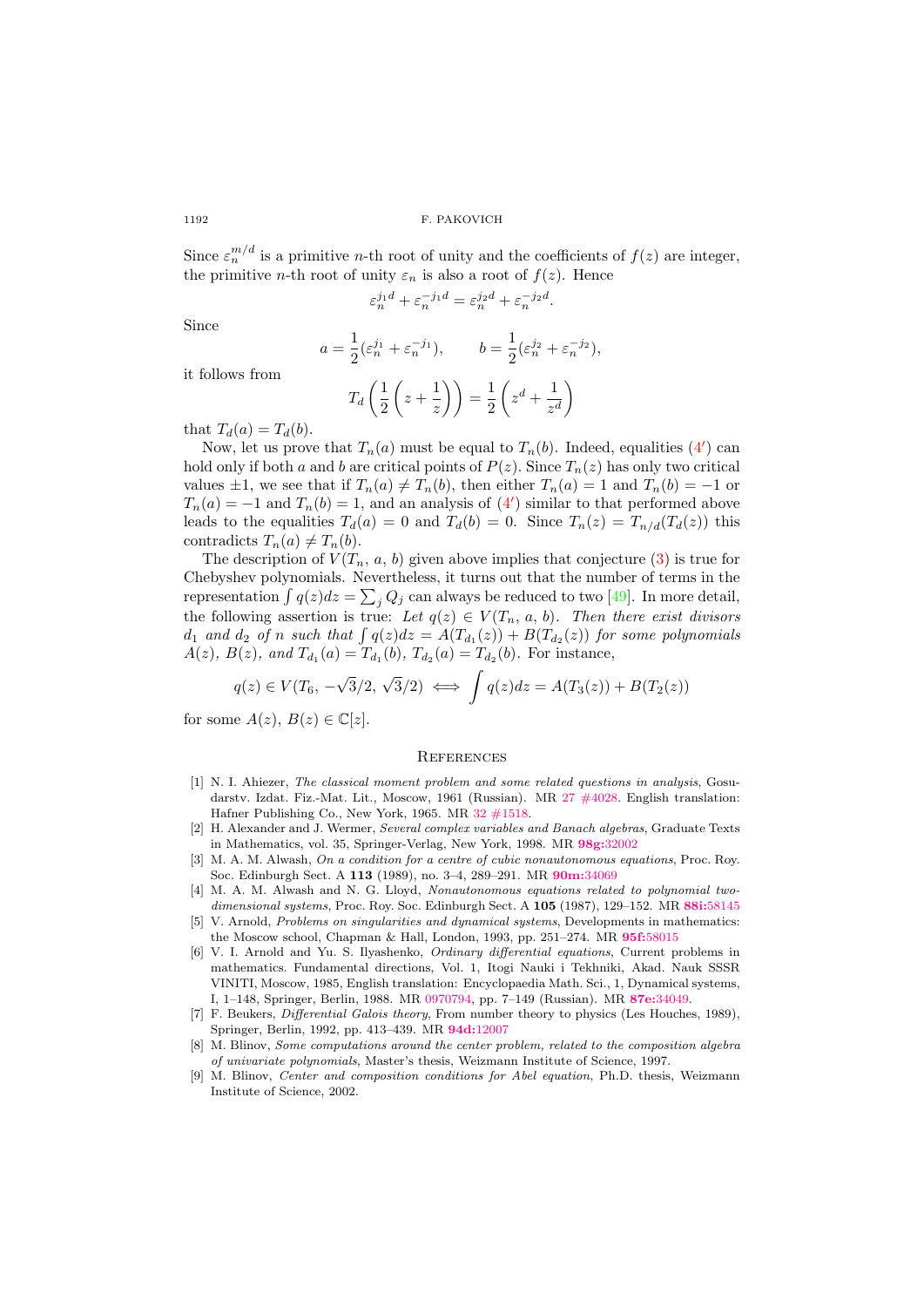Since $\varepsilon_n^{m/d}$ is a primitive $n$-th root of unity and the coefficients of $f(z)$ are integer, the primitive $n$-th root of unity $\varepsilon_n$ is also a root of $f(z)$. Hence

$$\varepsilon_n^{j_1 d} + \varepsilon_n^{-j_1 d} = \varepsilon_n^{j_2 d} + \varepsilon_n^{-j_2 d}.$$

Since

$$a = \frac{1}{2}(\varepsilon_n^{j_1} + \varepsilon_n^{-j_1}), \qquad b = \frac{1}{2}(\varepsilon_n^{j_2} + \varepsilon_n^{-j_2}),$$

it follows from

$$T_d\left(\frac{1}{2}\left(z + \frac{1}{z}\right)\right) = \frac{1}{2}\left(z^d + \frac{1}{z^d}\right)$$

that $T_d(a) = T_d(b)$.

Now, let us prove that $T_n(a)$ must be equal to $T_n(b)$. Indeed, equalities (4′) can hold only if both $a$ and $b$ are critical points of $P(z)$. Since $T_n(z)$ has only two critical values $\pm 1$, we see that if $T_n(a) \neq T_n(b)$, then either $T_n(a) = 1$ and $T_n(b) = -1$ or $T_n(a) = -1$ and $T_n(b) = 1$, and an analysis of (4′) similar to that performed above leads to the equalities $T_d(a) = 0$ and $T_d(b) = 0$. Since $T_n(z) = T_{n/d}(T_d(z))$ this contradicts $T_n(a) \neq T_n(b)$.

The description of $V(T_n, a, b)$ given above implies that conjecture (3) is true for Chebyshev polynomials. Nevertheless, it turns out that the number of terms in the representation $\int q(z)dz = \sum_j Q_j$ can always be reduced to two [49]. In more detail, the following assertion is true: *Let $q(z) \in V(T_n, a, b)$. Then there exist divisors $d_1$ and $d_2$ of $n$ such that $\int q(z)dz = A(T_{d_1}(z)) + B(T_{d_2}(z))$ for some polynomials $A(z)$, $B(z)$, and $T_{d_1}(a) = T_{d_1}(b)$, $T_{d_2}(a) = T_{d_2}(b)$.* For instance,

$$q(z) \in V(T_6, -\sqrt{3}/2, \sqrt{3}/2) \iff \int q(z)dz = A(T_3(z)) + B(T_2(z))$$

for some $A(z), B(z) \in \mathbb{C}[z]$.

## References

[1] N. I. Ahiezer, *The classical moment problem and some related questions in analysis*, Gosudarstv. Izdat. Fiz.-Mat. Lit., Moscow, 1961 (Russian). MR 27 #4028. English translation: Hafner Publishing Co., New York, 1965. MR 32 #1518.

[2] H. Alexander and J. Wermer, *Several complex variables and Banach algebras*, Graduate Texts in Mathematics, vol. 35, Springer-Verlag, New York, 1998. MR **98g:**32002

[3] M. A. M. Alwash, *On a condition for a centre of cubic nonautonomous equations*, Proc. Roy. Soc. Edinburgh Sect. A **113** (1989), no. 3–4, 289–291. MR **90m:**34069

[4] M. A. M. Alwash and N. G. Lloyd, *Nonautonomous equations related to polynomial two-dimensional systems*, Proc. Roy. Soc. Edinburgh Sect. A **105** (1987), 129–152. MR **88i:**58145

[5] V. Arnold, *Problems on singularities and dynamical systems*, Developments in mathematics: the Moscow school, Chapman & Hall, London, 1993, pp. 251–274. MR **95f:**58015

[6] V. I. Arnold and Yu. S. Ilyashenko, *Ordinary differential equations*, Current problems in mathematics. Fundamental directions, Vol. 1, Itogi Nauki i Tekhniki, Akad. Nauk SSSR VINITI, Moscow, 1985, English translation: Encyclopaedia Math. Sci., 1, Dynamical systems, I, 1–148, Springer, Berlin, 1988. MR 0970794, pp. 7–149 (Russian). MR **87e:**34049.

[7] F. Beukers, *Differential Galois theory*, From number theory to physics (Les Houches, 1989), Springer, Berlin, 1992, pp. 413–439. MR **94d:**12007

[8] M. Blinov, *Some computations around the center problem, related to the composition algebra of univariate polynomials*, Master's thesis, Weizmann Institute of Science, 1997.

[9] M. Blinov, *Center and composition conditions for Abel equation*, Ph.D. thesis, Weizmann Institute of Science, 2002.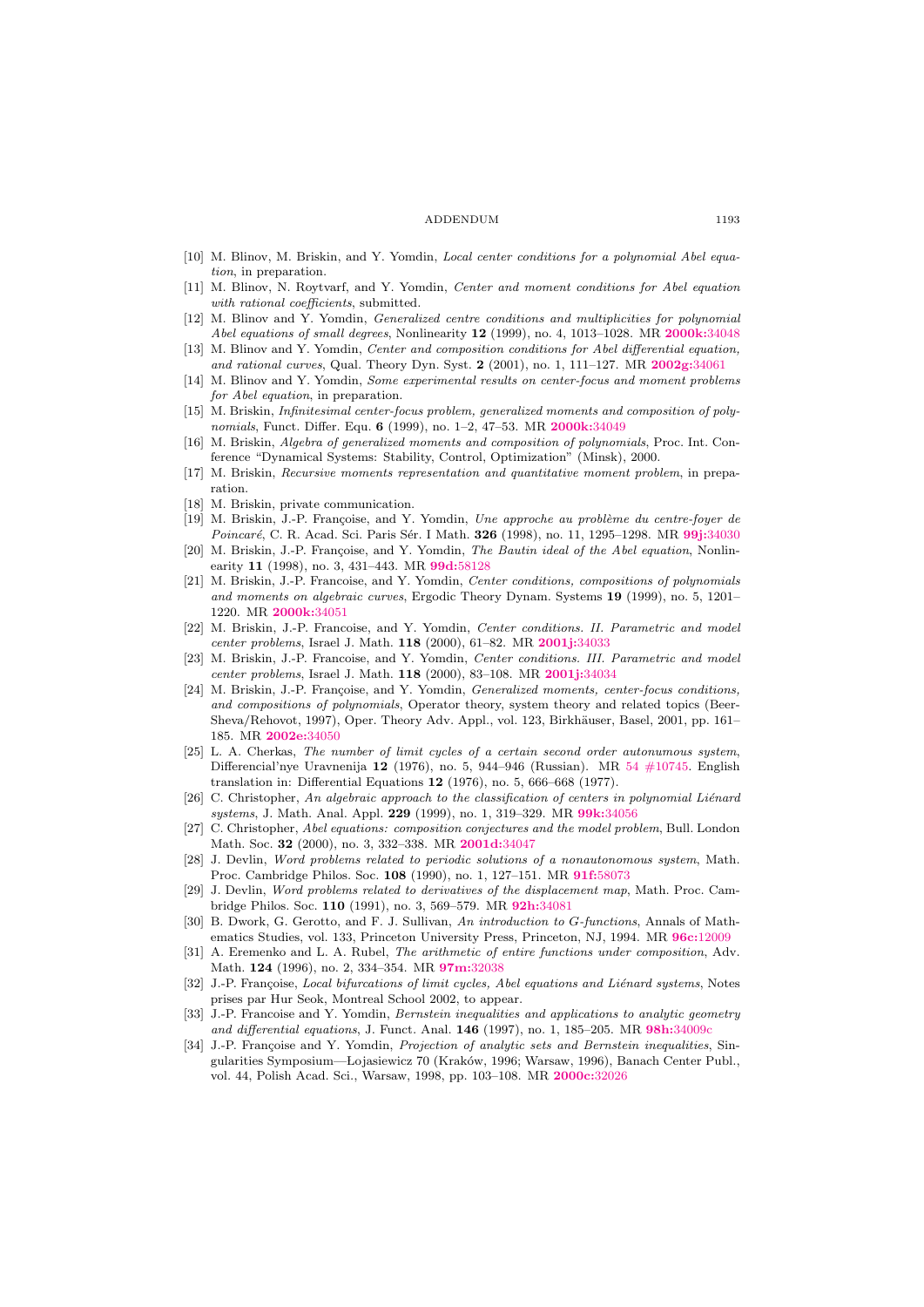[10] M. Blinov, M. Briskin, and Y. Yomdin, *Local center conditions for a polynomial Abel equation*, in preparation.

[11] M. Blinov, N. Roytvarf, and Y. Yomdin, *Center and moment conditions for Abel equation with rational coefficients*, submitted.

[12] M. Blinov and Y. Yomdin, *Generalized centre conditions and multiplicities for polynomial Abel equations of small degrees*, Nonlinearity **12** (1999), no. 4, 1013–1028. MR **2000k:**34048

[13] M. Blinov and Y. Yomdin, *Center and composition conditions for Abel differential equation, and rational curves*, Qual. Theory Dyn. Syst. **2** (2001), no. 1, 111–127. MR **2002g:**34061

[14] M. Blinov and Y. Yomdin, *Some experimental results on center-focus and moment problems for Abel equation*, in preparation.

[15] M. Briskin, *Infinitesimal center-focus problem, generalized moments and composition of polynomials*, Funct. Differ. Equ. **6** (1999), no. 1–2, 47–53. MR **2000k:**34049

[16] M. Briskin, *Algebra of generalized moments and composition of polynomials*, Proc. Int. Conference "Dynamical Systems: Stability, Control, Optimization" (Minsk), 2000.

[17] M. Briskin, *Recursive moments representation and quantitative moment problem*, in preparation.

[18] M. Briskin, private communication.

[19] M. Briskin, J.-P. Françoise, and Y. Yomdin, *Une approche au problème du centre-foyer de Poincaré*, C. R. Acad. Sci. Paris Sér. I Math. **326** (1998), no. 11, 1295–1298. MR **99j:**34030

[20] M. Briskin, J.-P. Françoise, and Y. Yomdin, *The Bautin ideal of the Abel equation*, Nonlinearity **11** (1998), no. 3, 431–443. MR **99d:**58128

[21] M. Briskin, J.-P. Francoise, and Y. Yomdin, *Center conditions, compositions of polynomials and moments on algebraic curves*, Ergodic Theory Dynam. Systems **19** (1999), no. 5, 1201–1220. MR **2000k:**34051

[22] M. Briskin, J.-P. Francoise, and Y. Yomdin, *Center conditions. II. Parametric and model center problems*, Israel J. Math. **118** (2000), 61–82. MR **2001j:**34033

[23] M. Briskin, J.-P. Francoise, and Y. Yomdin, *Center conditions. III. Parametric and model center problems*, Israel J. Math. **118** (2000), 83–108. MR **2001j:**34034

[24] M. Briskin, J.-P. Françoise, and Y. Yomdin, *Generalized moments, center-focus conditions, and compositions of polynomials*, Operator theory, system theory and related topics (Beer-Sheva/Rehovot, 1997), Oper. Theory Adv. Appl., vol. 123, Birkhäuser, Basel, 2001, pp. 161–185. MR **2002e:**34050

[25] L. A. Cherkas, *The number of limit cycles of a certain second order autonumous system*, Differencial'nye Uravnenija **12** (1976), no. 5, 944–946 (Russian). MR 54 #10745. English translation in: Differential Equations **12** (1976), no. 5, 666–668 (1977).

[26] C. Christopher, *An algebraic approach to the classification of centers in polynomial Liénard systems*, J. Math. Anal. Appl. **229** (1999), no. 1, 319–329. MR **99k:**34056

[27] C. Christopher, *Abel equations: composition conjectures and the model problem*, Bull. London Math. Soc. **32** (2000), no. 3, 332–338. MR **2001d:**34047

[28] J. Devlin, *Word problems related to periodic solutions of a nonautonomous system*, Math. Proc. Cambridge Philos. Soc. **108** (1990), no. 1, 127–151. MR **91f:**58073

[29] J. Devlin, *Word problems related to derivatives of the displacement map*, Math. Proc. Cambridge Philos. Soc. **110** (1991), no. 3, 569–579. MR **92h:**34081

[30] B. Dwork, G. Gerotto, and F. J. Sullivan, *An introduction to G-functions*, Annals of Mathematics Studies, vol. 133, Princeton University Press, Princeton, NJ, 1994. MR **96c:**12009

[31] A. Eremenko and L. A. Rubel, *The arithmetic of entire functions under composition*, Adv. Math. **124** (1996), no. 2, 334–354. MR **97m:**32038

[32] J.-P. Françoise, *Local bifurcations of limit cycles, Abel equations and Liénard systems*, Notes prises par Hur Seok, Montreal School 2002, to appear.

[33] J.-P. Francoise and Y. Yomdin, *Bernstein inequalities and applications to analytic geometry and differential equations*, J. Funct. Anal. **146** (1997), no. 1, 185–205. MR **98h:**34009c

[34] J.-P. Françoise and Y. Yomdin, *Projection of analytic sets and Bernstein inequalities*, Singularities Symposium—Lojasiewicz 70 (Kraków, 1996; Warsaw, 1996), Banach Center Publ., vol. 44, Polish Acad. Sci., Warsaw, 1998, pp. 103–108. MR **2000c:**32026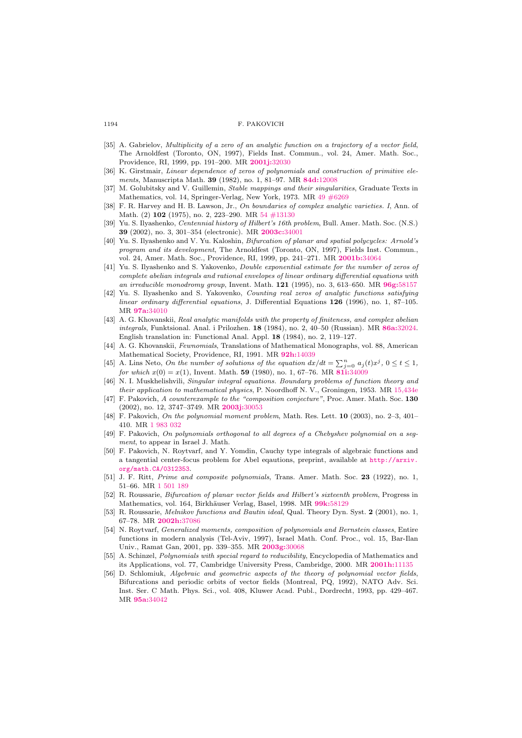[35] A. Gabrielov, *Multiplicity of a zero of an analytic function on a trajectory of a vector field*, The Arnoldfest (Toronto, ON, 1997), Fields Inst. Commun., vol. 24, Amer. Math. Soc., Providence, RI, 1999, pp. 191–200. MR **2001j:**32030

[36] K. Girstmair, *Linear dependence of zeros of polynomials and construction of primitive elements*, Manuscripta Math. **39** (1982), no. 1, 81–97. MR **84d:**12008

[37] M. Golubitsky and V. Guillemin, *Stable mappings and their singularities*, Graduate Texts in Mathematics, vol. 14, Springer-Verlag, New York, 1973. MR 49 #6269

[38] F. R. Harvey and H. B. Lawson, Jr., *On boundaries of complex analytic varieties. I*, Ann. of Math. (2) **102** (1975), no. 2, 223–290. MR 54 #13130

[39] Yu. S. Ilyashenko, *Centennial history of Hilbert's 16th problem*, Bull. Amer. Math. Soc. (N.S.) **39** (2002), no. 3, 301–354 (electronic). MR **2003c:**34001

[40] Yu. S. Ilyashenko and V. Yu. Kaloshin, *Bifurcation of planar and spatial polycycles: Arnold's program and its development*, The Arnoldfest (Toronto, ON, 1997), Fields Inst. Commun., vol. 24, Amer. Math. Soc., Providence, RI, 1999, pp. 241–271. MR **2001b:**34064

[41] Yu. S. Ilyashenko and S. Yakovenko, *Double exponential estimate for the number of zeros of complete abelian integrals and rational envelopes of linear ordinary differential equations with an irreducible monodromy group*, Invent. Math. **121** (1995), no. 3, 613–650. MR **96g:**58157

[42] Yu. S. Ilyashenko and S. Yakovenko, *Counting real zeros of analytic functions satisfying linear ordinary differential equations*, J. Differential Equations **126** (1996), no. 1, 87–105. MR **97a:**34010

[43] A. G. Khovanskii, *Real analytic manifolds with the property of finiteness, and complex abelian integrals*, Funktsional. Anal. i Prilozhen. **18** (1984), no. 2, 40–50 (Russian). MR **86a:**32024. English translation in: Functional Anal. Appl. **18** (1984), no. 2, 119–127.

[44] A. G. Khovanskii, *Fewnomials*, Translations of Mathematical Monographs, vol. 88, American Mathematical Society, Providence, RI, 1991. MR **92h:**14039

[45] A. Lins Neto, *On the number of solutions of the equation $dx/dt = \sum_{j=0}^{n} a_j(t)x^j$, $0 \leq t \leq 1$, for which $x(0) = x(1)$*, Invent. Math. **59** (1980), no. 1, 67–76. MR **81i:**34009

[46] N. I. Muskhelishvili, *Singular integral equations. Boundary problems of function theory and their application to mathematical physics*, P. Noordhoff N. V., Groningen, 1953. MR 15,434e

[47] F. Pakovich, *A counterexample to the "composition conjecture"*, Proc. Amer. Math. Soc. **130** (2002), no. 12, 3747–3749. MR **2003j:**30053

[48] F. Pakovich, *On the polynomial moment problem*, Math. Res. Lett. **10** (2003), no. 2–3, 401–410. MR 1 983 032

[49] F. Pakovich, *On polynomials orthogonal to all degrees of a Chebyshev polynomial on a segment*, to appear in Israel J. Math.

[50] F. Pakovich, N. Roytvarf, and Y. Yomdin, Cauchy type integrals of algebraic functions and a tangential center-focus problem for Abel eqautions, preprint, available at http://arxiv.org/math.CA/0312353.

[51] J. F. Ritt, *Prime and composite polynomials*, Trans. Amer. Math. Soc. **23** (1922), no. 1, 51–66. MR 1 501 189

[52] R. Roussarie, *Bifurcation of planar vector fields and Hilbert's sixteenth problem*, Progress in Mathematics, vol. 164, Birkhäuser Verlag, Basel, 1998. MR **99k:**58129

[53] R. Roussarie, *Melnikov functions and Bautin ideal*, Qual. Theory Dyn. Syst. **2** (2001), no. 1, 67–78. MR **2002h:**37086

[54] N. Roytvarf, *Generalized moments, composition of polynomials and Bernstein classes*, Entire functions in modern analysis (Tel-Aviv, 1997), Israel Math. Conf. Proc., vol. 15, Bar-Ilan Univ., Ramat Gan, 2001, pp. 339–355. MR **2003g:**30068

[55] A. Schinzel, *Polynomials with special regard to reducibility*, Encyclopedia of Mathematics and its Applications, vol. 77, Cambridge University Press, Cambridge, 2000. MR **2001h:**11135

[56] D. Schlomiuk, *Algebraic and geometric aspects of the theory of polynomial vector fields*, Bifurcations and periodic orbits of vector fields (Montreal, PQ, 1992), NATO Adv. Sci. Inst. Ser. C Math. Phys. Sci., vol. 408, Kluwer Acad. Publ., Dordrecht, 1993, pp. 429–467. MR **95a:**34042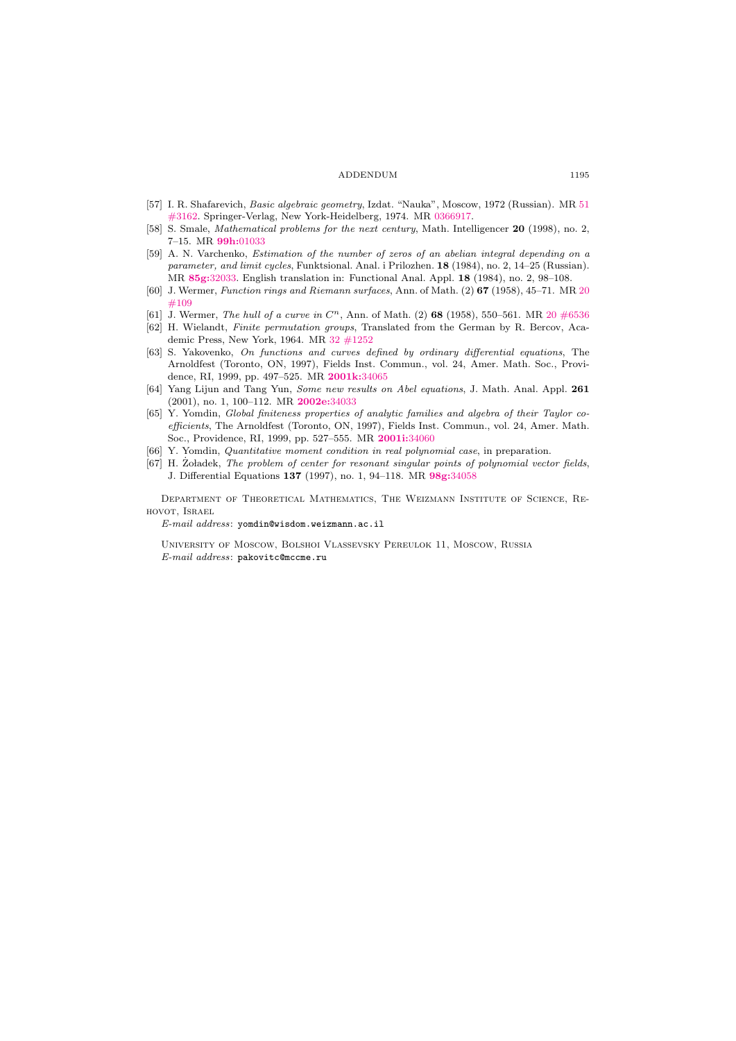[57] I. R. Shafarevich, *Basic algebraic geometry*, Izdat. "Nauka", Moscow, 1972 (Russian). MR 51 #3162. Springer-Verlag, New York-Heidelberg, 1974. MR 0366917.

[58] S. Smale, *Mathematical problems for the next century*, Math. Intelligencer **20** (1998), no. 2, 7–15. MR **99h:**01033

[59] A. N. Varchenko, *Estimation of the number of zeros of an abelian integral depending on a parameter, and limit cycles*, Funktsional. Anal. i Prilozhen. **18** (1984), no. 2, 14–25 (Russian). MR **85g:**32033. English translation in: Functional Anal. Appl. **18** (1984), no. 2, 98–108.

[60] J. Wermer, *Function rings and Riemann surfaces*, Ann. of Math. (2) **67** (1958), 45–71. MR 20 #109

[61] J. Wermer, *The hull of a curve in $C^n$*, Ann. of Math. (2) **68** (1958), 550–561. MR 20 #6536

[62] H. Wielandt, *Finite permutation groups*, Translated from the German by R. Bercov, Academic Press, New York, 1964. MR 32 #1252

[63] S. Yakovenko, *On functions and curves defined by ordinary differential equations*, The Arnoldfest (Toronto, ON, 1997), Fields Inst. Commun., vol. 24, Amer. Math. Soc., Providence, RI, 1999, pp. 497–525. MR **2001k:**34065

[64] Yang Lijun and Tang Yun, *Some new results on Abel equations*, J. Math. Anal. Appl. **261** (2001), no. 1, 100–112. MR **2002e:**34033

[65] Y. Yomdin, *Global finiteness properties of analytic families and algebra of their Taylor coefficients*, The Arnoldfest (Toronto, ON, 1997), Fields Inst. Commun., vol. 24, Amer. Math. Soc., Providence, RI, 1999, pp. 527–555. MR **2001i:**34060

[66] Y. Yomdin, *Quantitative moment condition in real polynomial case*, in preparation.

[67] H. Żołądek, *The problem of center for resonant singular points of polynomial vector fields*, J. Differential Equations **137** (1997), no. 1, 94–118. MR **98g:**34058

Department of Theoretical Mathematics, The Weizmann Institute of Science, Rehovot, Israel

*E-mail address*: `yomdin@wisdom.weizmann.ac.il`

University of Moscow, Bolshoi Vlassevsky Pereulok 11, Moscow, Russia

*E-mail address*: `pakovitc@mccme.ru`